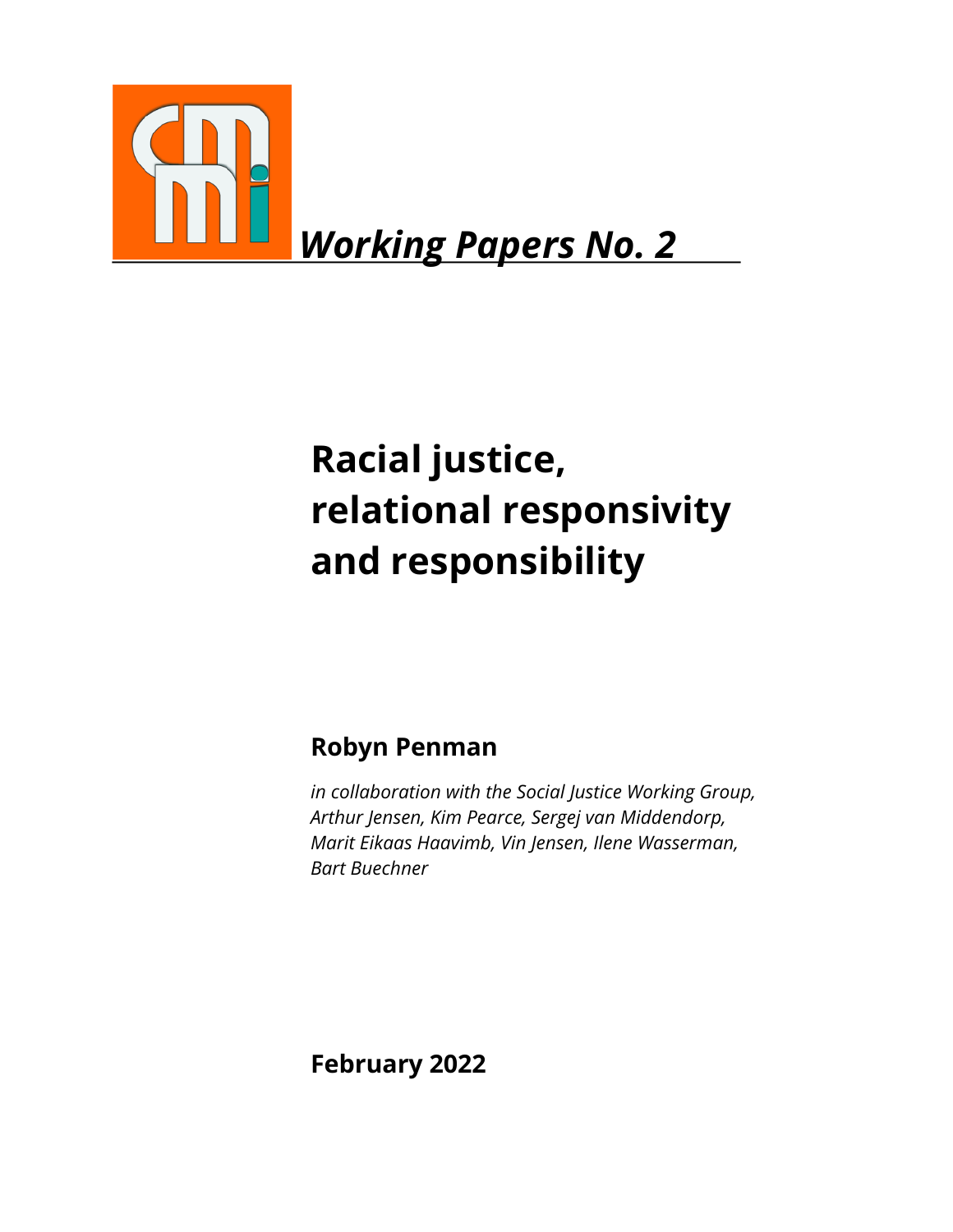***Working Papers No. 2***

# Racial justice, relational responsivity and responsibility

**Robyn Penman**

*in collaboration with the Social Justice Working Group, Arthur Jensen, Kim Pearce, Sergej van Middendorp, Marit Eikaas Haavimb, Vin Jensen, Ilene Wasserman, Bart Buechner*

**February 2022**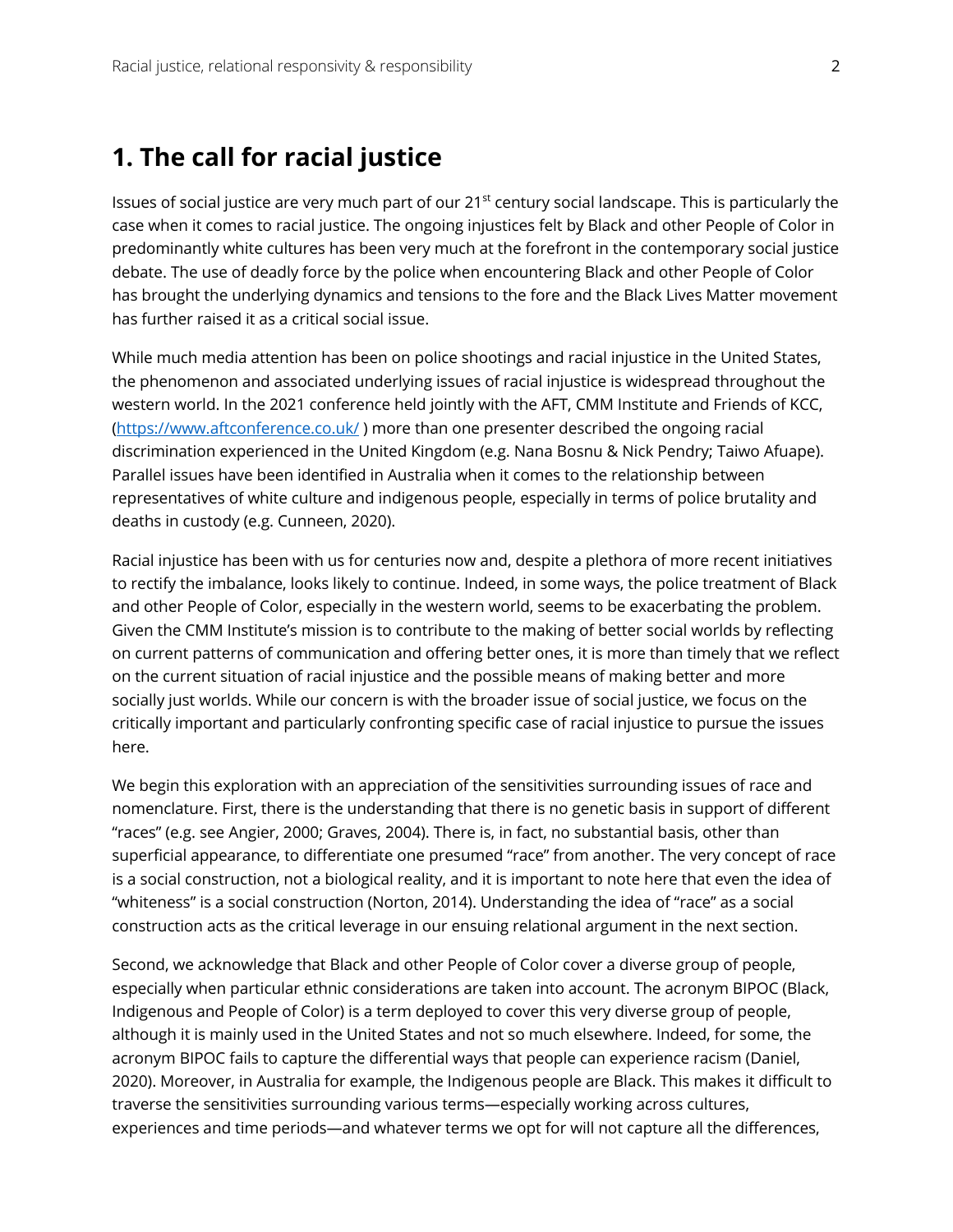## 1. The call for racial justice

Issues of social justice are very much part of our 21st century social landscape. This is particularly the case when it comes to racial justice. The ongoing injustices felt by Black and other People of Color in predominantly white cultures has been very much at the forefront in the contemporary social justice debate. The use of deadly force by the police when encountering Black and other People of Color has brought the underlying dynamics and tensions to the fore and the Black Lives Matter movement has further raised it as a critical social issue.

While much media attention has been on police shootings and racial injustice in the United States, the phenomenon and associated underlying issues of racial injustice is widespread throughout the western world. In the 2021 conference held jointly with the AFT, CMM Institute and Friends of KCC, (https://www.aftconference.co.uk/ ) more than one presenter described the ongoing racial discrimination experienced in the United Kingdom (e.g. Nana Bosnu & Nick Pendry; Taiwo Afuape). Parallel issues have been identified in Australia when it comes to the relationship between representatives of white culture and indigenous people, especially in terms of police brutality and deaths in custody (e.g. Cunneen, 2020).

Racial injustice has been with us for centuries now and, despite a plethora of more recent initiatives to rectify the imbalance, looks likely to continue. Indeed, in some ways, the police treatment of Black and other People of Color, especially in the western world, seems to be exacerbating the problem. Given the CMM Institute's mission is to contribute to the making of better social worlds by reflecting on current patterns of communication and offering better ones, it is more than timely that we reflect on the current situation of racial injustice and the possible means of making better and more socially just worlds. While our concern is with the broader issue of social justice, we focus on the critically important and particularly confronting specific case of racial injustice to pursue the issues here.

We begin this exploration with an appreciation of the sensitivities surrounding issues of race and nomenclature. First, there is the understanding that there is no genetic basis in support of different "races" (e.g. see Angier, 2000; Graves, 2004). There is, in fact, no substantial basis, other than superficial appearance, to differentiate one presumed "race" from another. The very concept of race is a social construction, not a biological reality, and it is important to note here that even the idea of "whiteness" is a social construction (Norton, 2014). Understanding the idea of "race" as a social construction acts as the critical leverage in our ensuing relational argument in the next section.

Second, we acknowledge that Black and other People of Color cover a diverse group of people, especially when particular ethnic considerations are taken into account. The acronym BIPOC (Black, Indigenous and People of Color) is a term deployed to cover this very diverse group of people, although it is mainly used in the United States and not so much elsewhere. Indeed, for some, the acronym BIPOC fails to capture the differential ways that people can experience racism (Daniel, 2020). Moreover, in Australia for example, the Indigenous people are Black. This makes it difficult to traverse the sensitivities surrounding various terms—especially working across cultures, experiences and time periods—and whatever terms we opt for will not capture all the differences,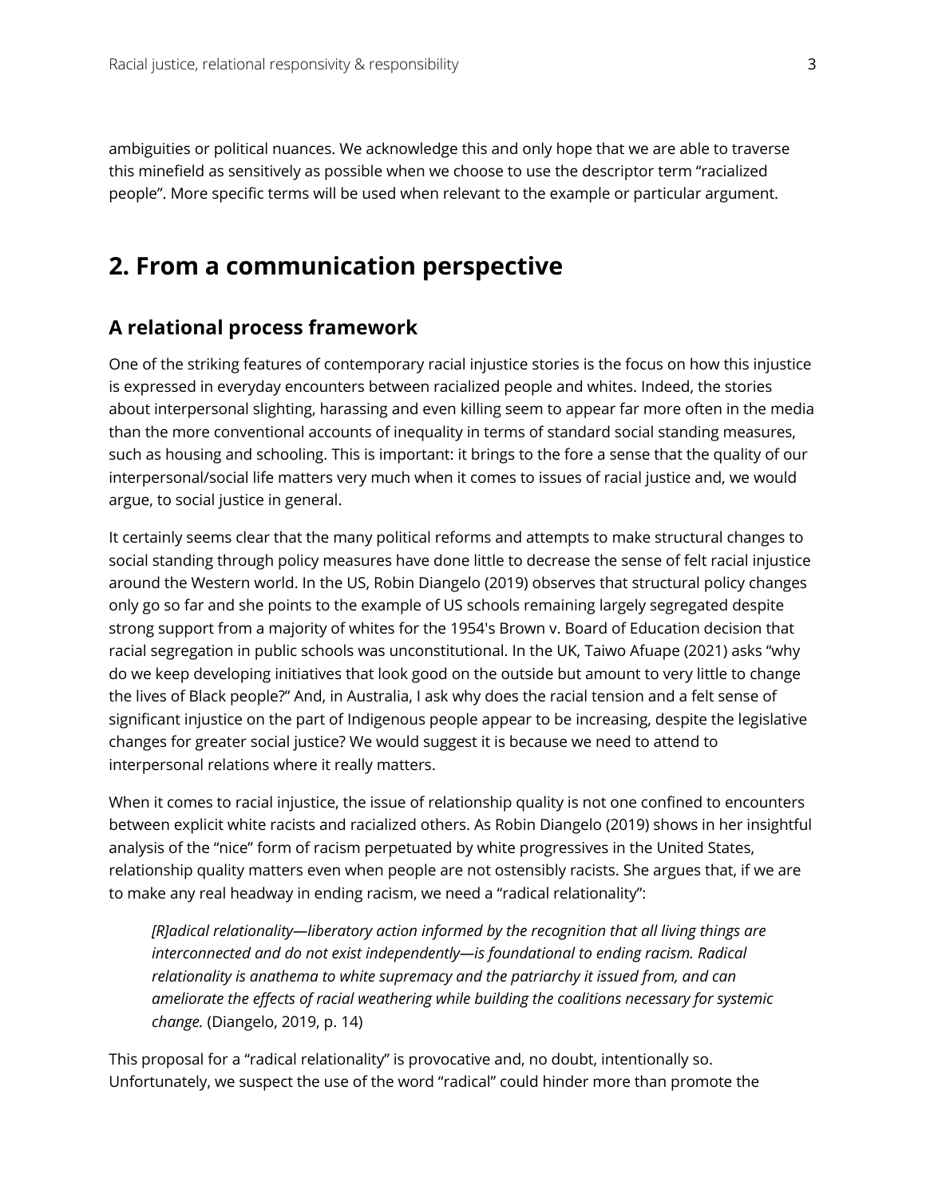ambiguities or political nuances. We acknowledge this and only hope that we are able to traverse this minefield as sensitively as possible when we choose to use the descriptor term "racialized people". More specific terms will be used when relevant to the example or particular argument.

## 2. From a communication perspective

### A relational process framework

One of the striking features of contemporary racial injustice stories is the focus on how this injustice is expressed in everyday encounters between racialized people and whites. Indeed, the stories about interpersonal slighting, harassing and even killing seem to appear far more often in the media than the more conventional accounts of inequality in terms of standard social standing measures, such as housing and schooling. This is important: it brings to the fore a sense that the quality of our interpersonal/social life matters very much when it comes to issues of racial justice and, we would argue, to social justice in general.

It certainly seems clear that the many political reforms and attempts to make structural changes to social standing through policy measures have done little to decrease the sense of felt racial injustice around the Western world. In the US, Robin Diangelo (2019) observes that structural policy changes only go so far and she points to the example of US schools remaining largely segregated despite strong support from a majority of whites for the 1954's Brown v. Board of Education decision that racial segregation in public schools was unconstitutional. In the UK, Taiwo Afuape (2021) asks "why do we keep developing initiatives that look good on the outside but amount to very little to change the lives of Black people?" And, in Australia, I ask why does the racial tension and a felt sense of significant injustice on the part of Indigenous people appear to be increasing, despite the legislative changes for greater social justice? We would suggest it is because we need to attend to interpersonal relations where it really matters.

When it comes to racial injustice, the issue of relationship quality is not one confined to encounters between explicit white racists and racialized others. As Robin Diangelo (2019) shows in her insightful analysis of the "nice" form of racism perpetuated by white progressives in the United States, relationship quality matters even when people are not ostensibly racists. She argues that, if we are to make any real headway in ending racism, we need a "radical relationality":

> *[R]adical relationality—liberatory action informed by the recognition that all living things are interconnected and do not exist independently—is foundational to ending racism. Radical relationality is anathema to white supremacy and the patriarchy it issued from, and can ameliorate the effects of racial weathering while building the coalitions necessary for systemic change.* (Diangelo, 2019, p. 14)

This proposal for a "radical relationality" is provocative and, no doubt, intentionally so. Unfortunately, we suspect the use of the word "radical" could hinder more than promote the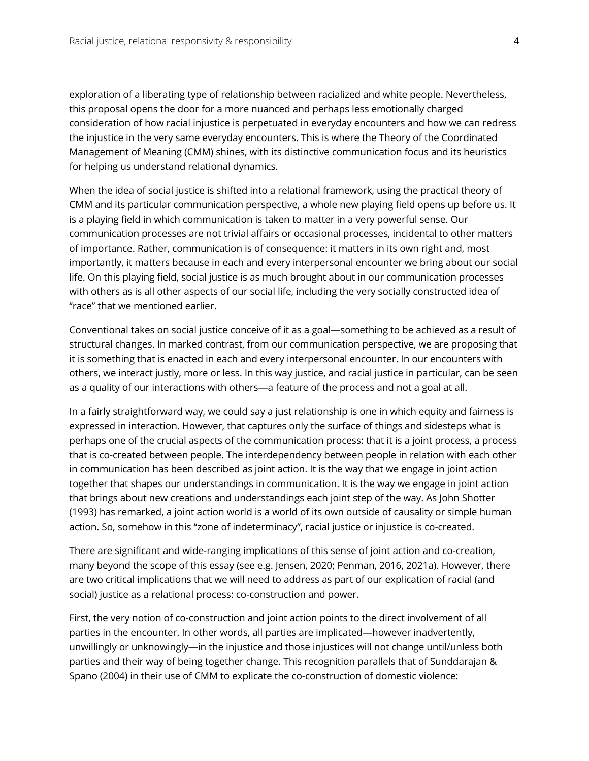exploration of a liberating type of relationship between racialized and white people. Nevertheless, this proposal opens the door for a more nuanced and perhaps less emotionally charged consideration of how racial injustice is perpetuated in everyday encounters and how we can redress the injustice in the very same everyday encounters. This is where the Theory of the Coordinated Management of Meaning (CMM) shines, with its distinctive communication focus and its heuristics for helping us understand relational dynamics.

When the idea of social justice is shifted into a relational framework, using the practical theory of CMM and its particular communication perspective, a whole new playing field opens up before us. It is a playing field in which communication is taken to matter in a very powerful sense. Our communication processes are not trivial affairs or occasional processes, incidental to other matters of importance. Rather, communication is of consequence: it matters in its own right and, most importantly, it matters because in each and every interpersonal encounter we bring about our social life. On this playing field, social justice is as much brought about in our communication processes with others as is all other aspects of our social life, including the very socially constructed idea of "race" that we mentioned earlier.

Conventional takes on social justice conceive of it as a goal—something to be achieved as a result of structural changes. In marked contrast, from our communication perspective, we are proposing that it is something that is enacted in each and every interpersonal encounter. In our encounters with others, we interact justly, more or less. In this way justice, and racial justice in particular, can be seen as a quality of our interactions with others—a feature of the process and not a goal at all.

In a fairly straightforward way, we could say a just relationship is one in which equity and fairness is expressed in interaction. However, that captures only the surface of things and sidesteps what is perhaps one of the crucial aspects of the communication process: that it is a joint process, a process that is co-created between people. The interdependency between people in relation with each other in communication has been described as joint action. It is the way that we engage in joint action together that shapes our understandings in communication. It is the way we engage in joint action that brings about new creations and understandings each joint step of the way. As John Shotter (1993) has remarked, a joint action world is a world of its own outside of causality or simple human action. So, somehow in this "zone of indeterminacy", racial justice or injustice is co-created.

There are significant and wide-ranging implications of this sense of joint action and co-creation, many beyond the scope of this essay (see e.g. Jensen, 2020; Penman, 2016, 2021a). However, there are two critical implications that we will need to address as part of our explication of racial (and social) justice as a relational process: co-construction and power.

First, the very notion of co-construction and joint action points to the direct involvement of all parties in the encounter. In other words, all parties are implicated—however inadvertently, unwillingly or unknowingly—in the injustice and those injustices will not change until/unless both parties and their way of being together change. This recognition parallels that of Sunddarajan & Spano (2004) in their use of CMM to explicate the co-construction of domestic violence: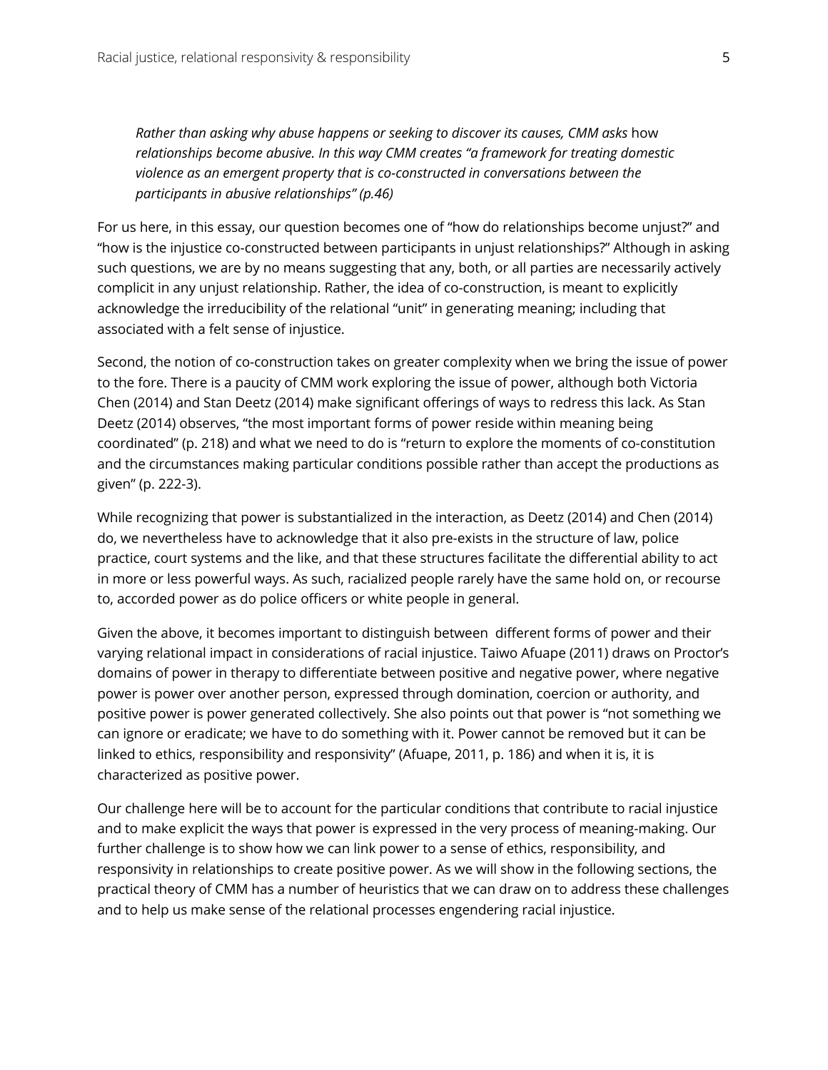> *Rather than asking why abuse happens or seeking to discover its causes, CMM asks* how *relationships become abusive. In this way CMM creates "a framework for treating domestic violence as an emergent property that is co-constructed in conversations between the participants in abusive relationships" (p.46)*

For us here, in this essay, our question becomes one of "how do relationships become unjust?" and "how is the injustice co-constructed between participants in unjust relationships?" Although in asking such questions, we are by no means suggesting that any, both, or all parties are necessarily actively complicit in any unjust relationship. Rather, the idea of co-construction, is meant to explicitly acknowledge the irreducibility of the relational "unit" in generating meaning; including that associated with a felt sense of injustice.

Second, the notion of co-construction takes on greater complexity when we bring the issue of power to the fore. There is a paucity of CMM work exploring the issue of power, although both Victoria Chen (2014) and Stan Deetz (2014) make significant offerings of ways to redress this lack. As Stan Deetz (2014) observes, "the most important forms of power reside within meaning being coordinated" (p. 218) and what we need to do is "return to explore the moments of co-constitution and the circumstances making particular conditions possible rather than accept the productions as given" (p. 222-3).

While recognizing that power is substantialized in the interaction, as Deetz (2014) and Chen (2014) do, we nevertheless have to acknowledge that it also pre-exists in the structure of law, police practice, court systems and the like, and that these structures facilitate the differential ability to act in more or less powerful ways. As such, racialized people rarely have the same hold on, or recourse to, accorded power as do police officers or white people in general.

Given the above, it becomes important to distinguish between different forms of power and their varying relational impact in considerations of racial injustice. Taiwo Afuape (2011) draws on Proctor's domains of power in therapy to differentiate between positive and negative power, where negative power is power over another person, expressed through domination, coercion or authority, and positive power is power generated collectively. She also points out that power is "not something we can ignore or eradicate; we have to do something with it. Power cannot be removed but it can be linked to ethics, responsibility and responsivity" (Afuape, 2011, p. 186) and when it is, it is characterized as positive power.

Our challenge here will be to account for the particular conditions that contribute to racial injustice and to make explicit the ways that power is expressed in the very process of meaning-making. Our further challenge is to show how we can link power to a sense of ethics, responsibility, and responsivity in relationships to create positive power. As we will show in the following sections, the practical theory of CMM has a number of heuristics that we can draw on to address these challenges and to help us make sense of the relational processes engendering racial injustice.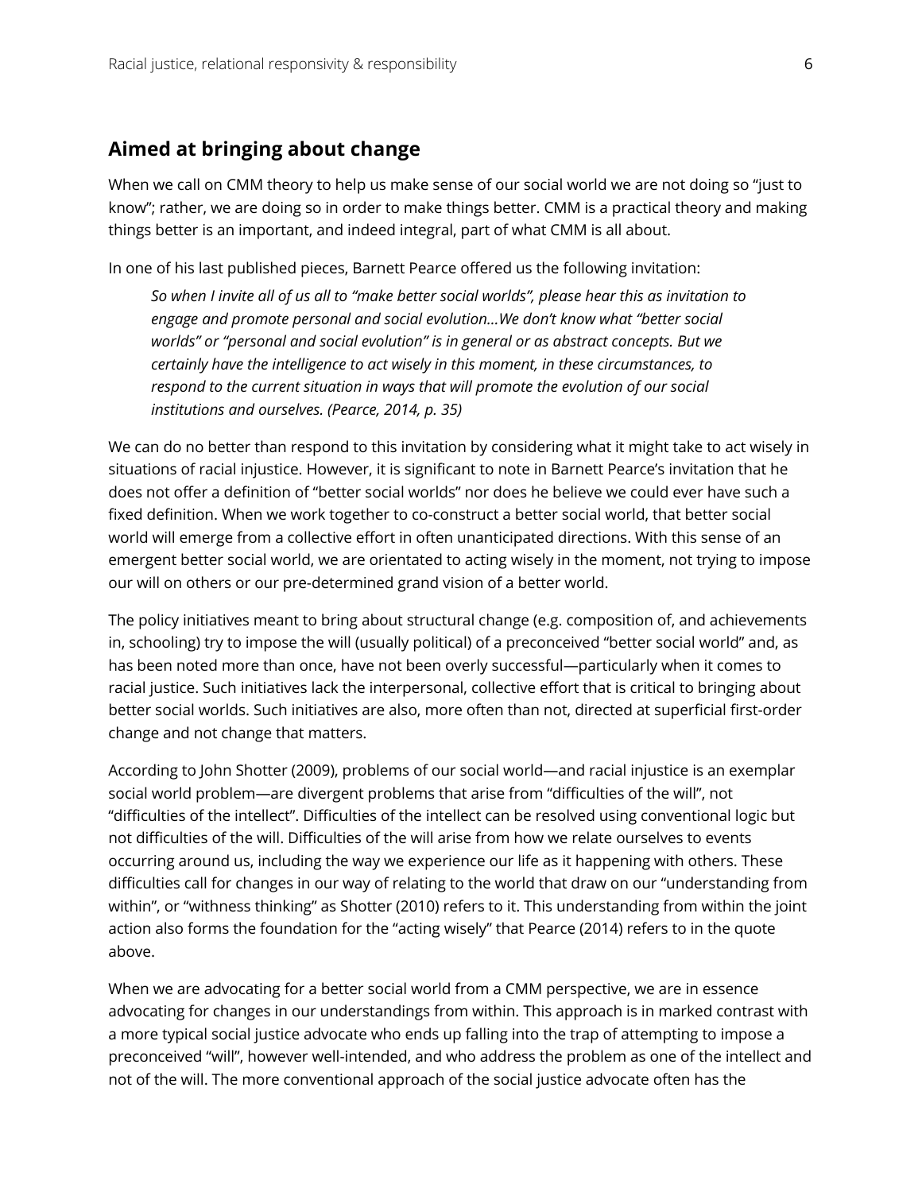## Aimed at bringing about change

When we call on CMM theory to help us make sense of our social world we are not doing so "just to know"; rather, we are doing so in order to make things better. CMM is a practical theory and making things better is an important, and indeed integral, part of what CMM is all about.

In one of his last published pieces, Barnett Pearce offered us the following invitation:

> *So when I invite all of us all to "make better social worlds", please hear this as invitation to engage and promote personal and social evolution…We don't know what "better social worlds" or "personal and social evolution" is in general or as abstract concepts. But we certainly have the intelligence to act wisely in this moment, in these circumstances, to respond to the current situation in ways that will promote the evolution of our social institutions and ourselves. (Pearce, 2014, p. 35)*

We can do no better than respond to this invitation by considering what it might take to act wisely in situations of racial injustice. However, it is significant to note in Barnett Pearce's invitation that he does not offer a definition of "better social worlds" nor does he believe we could ever have such a fixed definition. When we work together to co-construct a better social world, that better social world will emerge from a collective effort in often unanticipated directions. With this sense of an emergent better social world, we are orientated to acting wisely in the moment, not trying to impose our will on others or our pre-determined grand vision of a better world.

The policy initiatives meant to bring about structural change (e.g. composition of, and achievements in, schooling) try to impose the will (usually political) of a preconceived "better social world" and, as has been noted more than once, have not been overly successful—particularly when it comes to racial justice. Such initiatives lack the interpersonal, collective effort that is critical to bringing about better social worlds. Such initiatives are also, more often than not, directed at superficial first-order change and not change that matters.

According to John Shotter (2009), problems of our social world—and racial injustice is an exemplar social world problem—are divergent problems that arise from "difficulties of the will", not "difficulties of the intellect". Difficulties of the intellect can be resolved using conventional logic but not difficulties of the will. Difficulties of the will arise from how we relate ourselves to events occurring around us, including the way we experience our life as it happening with others. These difficulties call for changes in our way of relating to the world that draw on our "understanding from within", or "withness thinking" as Shotter (2010) refers to it. This understanding from within the joint action also forms the foundation for the "acting wisely" that Pearce (2014) refers to in the quote above.

When we are advocating for a better social world from a CMM perspective, we are in essence advocating for changes in our understandings from within. This approach is in marked contrast with a more typical social justice advocate who ends up falling into the trap of attempting to impose a preconceived "will", however well-intended, and who address the problem as one of the intellect and not of the will. The more conventional approach of the social justice advocate often has the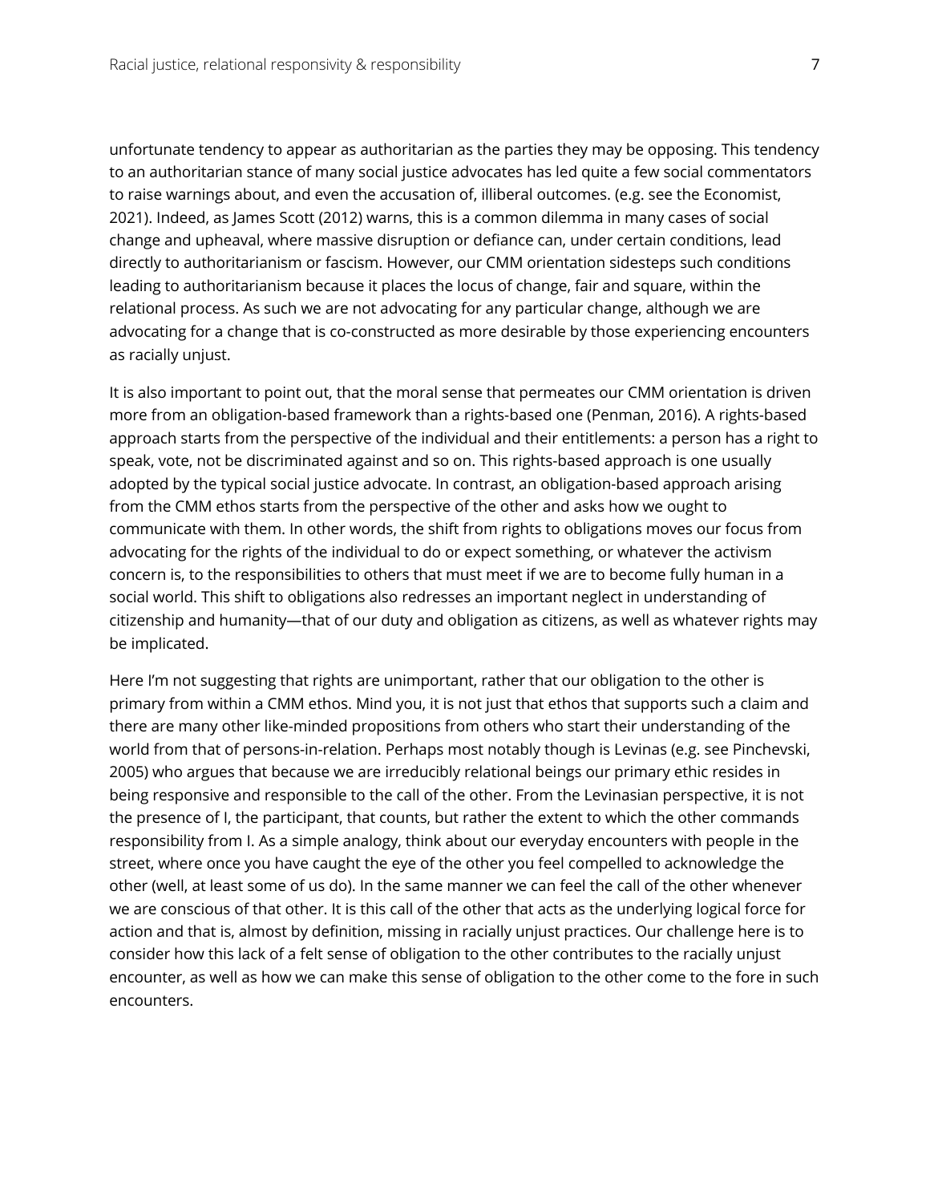unfortunate tendency to appear as authoritarian as the parties they may be opposing. This tendency to an authoritarian stance of many social justice advocates has led quite a few social commentators to raise warnings about, and even the accusation of, illiberal outcomes. (e.g. see the Economist, 2021). Indeed, as James Scott (2012) warns, this is a common dilemma in many cases of social change and upheaval, where massive disruption or defiance can, under certain conditions, lead directly to authoritarianism or fascism. However, our CMM orientation sidesteps such conditions leading to authoritarianism because it places the locus of change, fair and square, within the relational process. As such we are not advocating for any particular change, although we are advocating for a change that is co-constructed as more desirable by those experiencing encounters as racially unjust.

It is also important to point out, that the moral sense that permeates our CMM orientation is driven more from an obligation-based framework than a rights-based one (Penman, 2016). A rights-based approach starts from the perspective of the individual and their entitlements: a person has a right to speak, vote, not be discriminated against and so on. This rights-based approach is one usually adopted by the typical social justice advocate. In contrast, an obligation-based approach arising from the CMM ethos starts from the perspective of the other and asks how we ought to communicate with them. In other words, the shift from rights to obligations moves our focus from advocating for the rights of the individual to do or expect something, or whatever the activism concern is, to the responsibilities to others that must meet if we are to become fully human in a social world. This shift to obligations also redresses an important neglect in understanding of citizenship and humanity—that of our duty and obligation as citizens, as well as whatever rights may be implicated.

Here I'm not suggesting that rights are unimportant, rather that our obligation to the other is primary from within a CMM ethos. Mind you, it is not just that ethos that supports such a claim and there are many other like-minded propositions from others who start their understanding of the world from that of persons-in-relation. Perhaps most notably though is Levinas (e.g. see Pinchevski, 2005) who argues that because we are irreducibly relational beings our primary ethic resides in being responsive and responsible to the call of the other. From the Levinasian perspective, it is not the presence of I, the participant, that counts, but rather the extent to which the other commands responsibility from I. As a simple analogy, think about our everyday encounters with people in the street, where once you have caught the eye of the other you feel compelled to acknowledge the other (well, at least some of us do). In the same manner we can feel the call of the other whenever we are conscious of that other. It is this call of the other that acts as the underlying logical force for action and that is, almost by definition, missing in racially unjust practices. Our challenge here is to consider how this lack of a felt sense of obligation to the other contributes to the racially unjust encounter, as well as how we can make this sense of obligation to the other come to the fore in such encounters.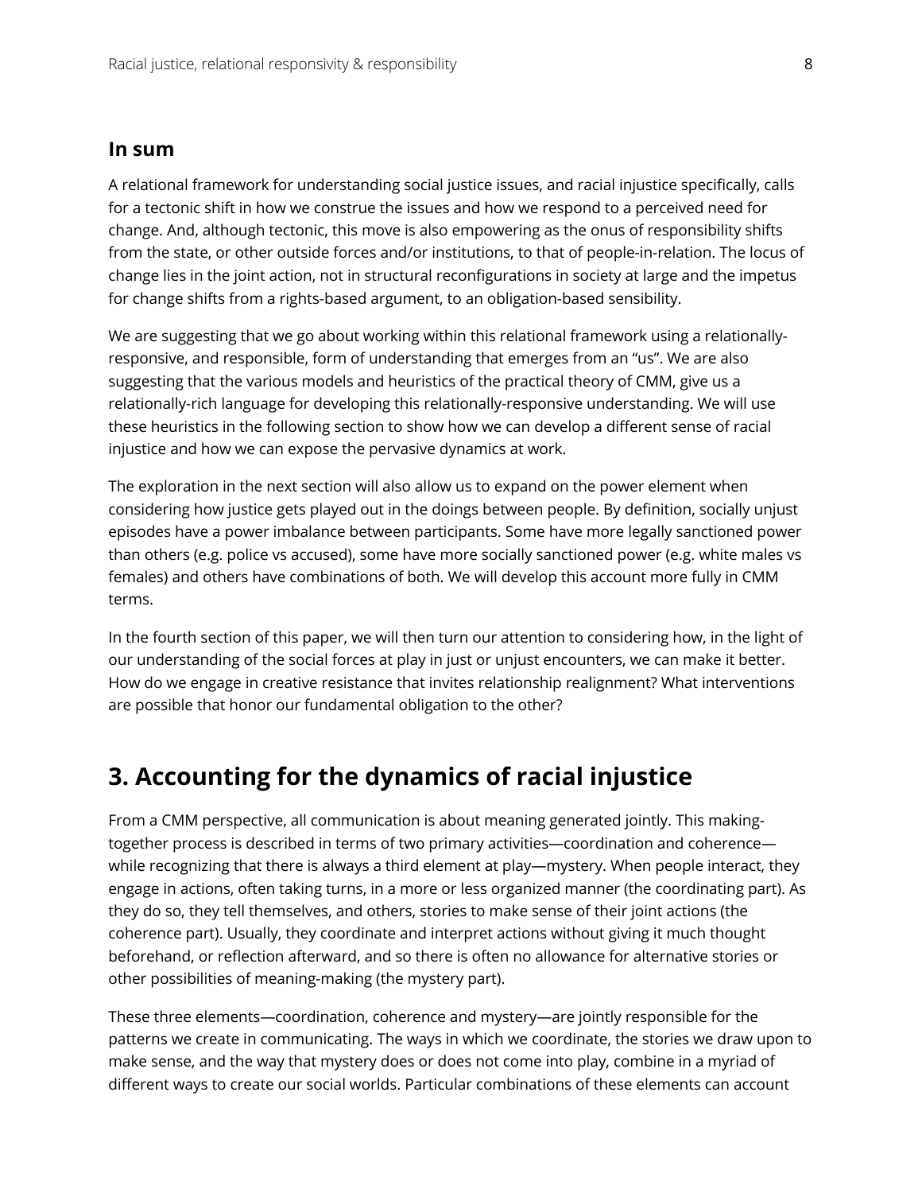### In sum

A relational framework for understanding social justice issues, and racial injustice specifically, calls for a tectonic shift in how we construe the issues and how we respond to a perceived need for change. And, although tectonic, this move is also empowering as the onus of responsibility shifts from the state, or other outside forces and/or institutions, to that of people-in-relation. The locus of change lies in the joint action, not in structural reconfigurations in society at large and the impetus for change shifts from a rights-based argument, to an obligation-based sensibility.

We are suggesting that we go about working within this relational framework using a relationally-responsive, and responsible, form of understanding that emerges from an "us". We are also suggesting that the various models and heuristics of the practical theory of CMM, give us a relationally-rich language for developing this relationally-responsive understanding. We will use these heuristics in the following section to show how we can develop a different sense of racial injustice and how we can expose the pervasive dynamics at work.

The exploration in the next section will also allow us to expand on the power element when considering how justice gets played out in the doings between people. By definition, socially unjust episodes have a power imbalance between participants. Some have more legally sanctioned power than others (e.g. police vs accused), some have more socially sanctioned power (e.g. white males vs females) and others have combinations of both. We will develop this account more fully in CMM terms.

In the fourth section of this paper, we will then turn our attention to considering how, in the light of our understanding of the social forces at play in just or unjust encounters, we can make it better. How do we engage in creative resistance that invites relationship realignment? What interventions are possible that honor our fundamental obligation to the other?

## 3. Accounting for the dynamics of racial injustice

From a CMM perspective, all communication is about meaning generated jointly. This making-together process is described in terms of two primary activities—coordination and coherence—while recognizing that there is always a third element at play—mystery. When people interact, they engage in actions, often taking turns, in a more or less organized manner (the coordinating part). As they do so, they tell themselves, and others, stories to make sense of their joint actions (the coherence part). Usually, they coordinate and interpret actions without giving it much thought beforehand, or reflection afterward, and so there is often no allowance for alternative stories or other possibilities of meaning-making (the mystery part).

These three elements—coordination, coherence and mystery—are jointly responsible for the patterns we create in communicating. The ways in which we coordinate, the stories we draw upon to make sense, and the way that mystery does or does not come into play, combine in a myriad of different ways to create our social worlds. Particular combinations of these elements can account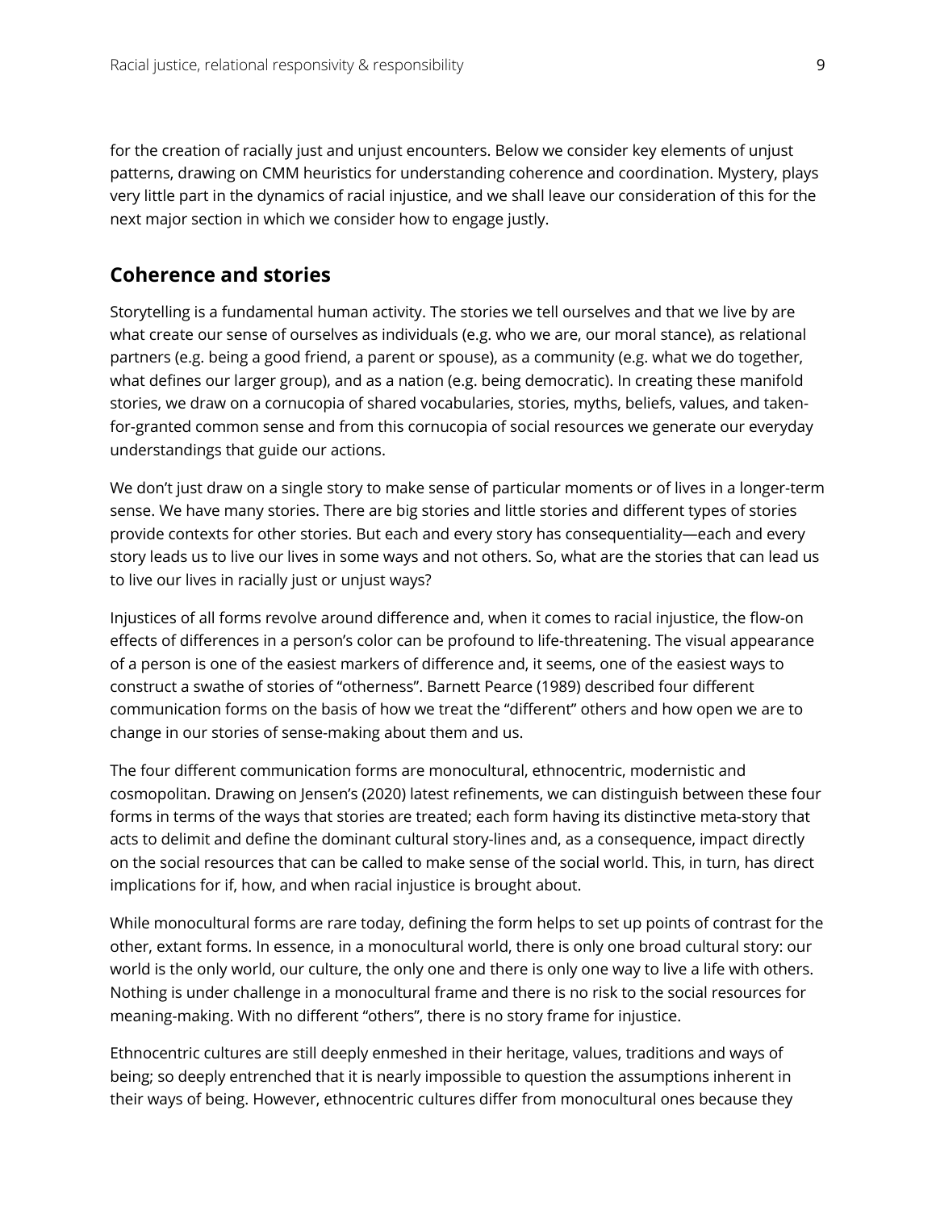for the creation of racially just and unjust encounters. Below we consider key elements of unjust patterns, drawing on CMM heuristics for understanding coherence and coordination. Mystery, plays very little part in the dynamics of racial injustice, and we shall leave our consideration of this for the next major section in which we consider how to engage justly.

## Coherence and stories

Storytelling is a fundamental human activity. The stories we tell ourselves and that we live by are what create our sense of ourselves as individuals (e.g. who we are, our moral stance), as relational partners (e.g. being a good friend, a parent or spouse), as a community (e.g. what we do together, what defines our larger group), and as a nation (e.g. being democratic). In creating these manifold stories, we draw on a cornucopia of shared vocabularies, stories, myths, beliefs, values, and taken-for-granted common sense and from this cornucopia of social resources we generate our everyday understandings that guide our actions.

We don't just draw on a single story to make sense of particular moments or of lives in a longer-term sense. We have many stories. There are big stories and little stories and different types of stories provide contexts for other stories. But each and every story has consequentiality—each and every story leads us to live our lives in some ways and not others. So, what are the stories that can lead us to live our lives in racially just or unjust ways?

Injustices of all forms revolve around difference and, when it comes to racial injustice, the flow-on effects of differences in a person's color can be profound to life-threatening. The visual appearance of a person is one of the easiest markers of difference and, it seems, one of the easiest ways to construct a swathe of stories of "otherness". Barnett Pearce (1989) described four different communication forms on the basis of how we treat the "different" others and how open we are to change in our stories of sense-making about them and us.

The four different communication forms are monocultural, ethnocentric, modernistic and cosmopolitan. Drawing on Jensen's (2020) latest refinements, we can distinguish between these four forms in terms of the ways that stories are treated; each form having its distinctive meta-story that acts to delimit and define the dominant cultural story-lines and, as a consequence, impact directly on the social resources that can be called to make sense of the social world. This, in turn, has direct implications for if, how, and when racial injustice is brought about.

While monocultural forms are rare today, defining the form helps to set up points of contrast for the other, extant forms. In essence, in a monocultural world, there is only one broad cultural story: our world is the only world, our culture, the only one and there is only one way to live a life with others. Nothing is under challenge in a monocultural frame and there is no risk to the social resources for meaning-making. With no different "others", there is no story frame for injustice.

Ethnocentric cultures are still deeply enmeshed in their heritage, values, traditions and ways of being; so deeply entrenched that it is nearly impossible to question the assumptions inherent in their ways of being. However, ethnocentric cultures differ from monocultural ones because they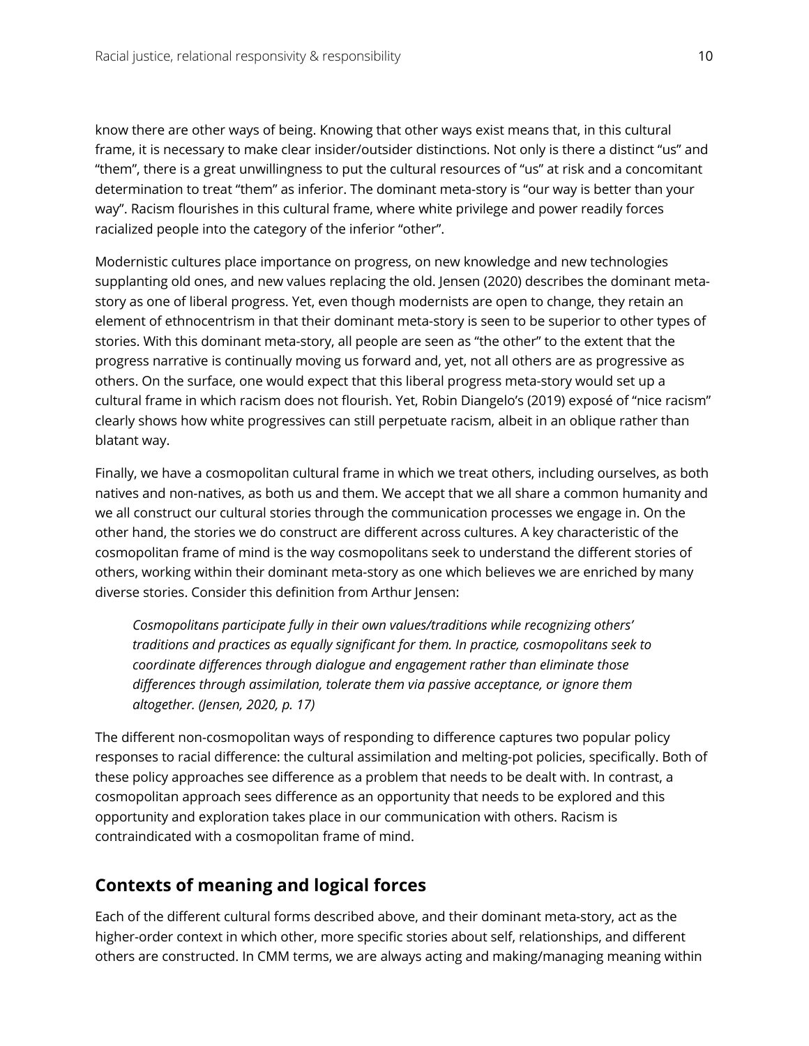know there are other ways of being. Knowing that other ways exist means that, in this cultural frame, it is necessary to make clear insider/outsider distinctions. Not only is there a distinct "us" and "them", there is a great unwillingness to put the cultural resources of "us" at risk and a concomitant determination to treat "them" as inferior. The dominant meta-story is "our way is better than your way". Racism flourishes in this cultural frame, where white privilege and power readily forces racialized people into the category of the inferior "other".

Modernistic cultures place importance on progress, on new knowledge and new technologies supplanting old ones, and new values replacing the old. Jensen (2020) describes the dominant meta-story as one of liberal progress. Yet, even though modernists are open to change, they retain an element of ethnocentrism in that their dominant meta-story is seen to be superior to other types of stories. With this dominant meta-story, all people are seen as "the other" to the extent that the progress narrative is continually moving us forward and, yet, not all others are as progressive as others. On the surface, one would expect that this liberal progress meta-story would set up a cultural frame in which racism does not flourish. Yet, Robin Diangelo's (2019) exposé of "nice racism" clearly shows how white progressives can still perpetuate racism, albeit in an oblique rather than blatant way.

Finally, we have a cosmopolitan cultural frame in which we treat others, including ourselves, as both natives and non-natives, as both us and them. We accept that we all share a common humanity and we all construct our cultural stories through the communication processes we engage in. On the other hand, the stories we do construct are different across cultures. A key characteristic of the cosmopolitan frame of mind is the way cosmopolitans seek to understand the different stories of others, working within their dominant meta-story as one which believes we are enriched by many diverse stories. Consider this definition from Arthur Jensen:

> *Cosmopolitans participate fully in their own values/traditions while recognizing others' traditions and practices as equally significant for them. In practice, cosmopolitans seek to coordinate differences through dialogue and engagement rather than eliminate those differences through assimilation, tolerate them via passive acceptance, or ignore them altogether. (Jensen, 2020, p. 17)*

The different non-cosmopolitan ways of responding to difference captures two popular policy responses to racial difference: the cultural assimilation and melting-pot policies, specifically. Both of these policy approaches see difference as a problem that needs to be dealt with. In contrast, a cosmopolitan approach sees difference as an opportunity that needs to be explored and this opportunity and exploration takes place in our communication with others. Racism is contraindicated with a cosmopolitan frame of mind.

## Contexts of meaning and logical forces

Each of the different cultural forms described above, and their dominant meta-story, act as the higher-order context in which other, more specific stories about self, relationships, and different others are constructed. In CMM terms, we are always acting and making/managing meaning within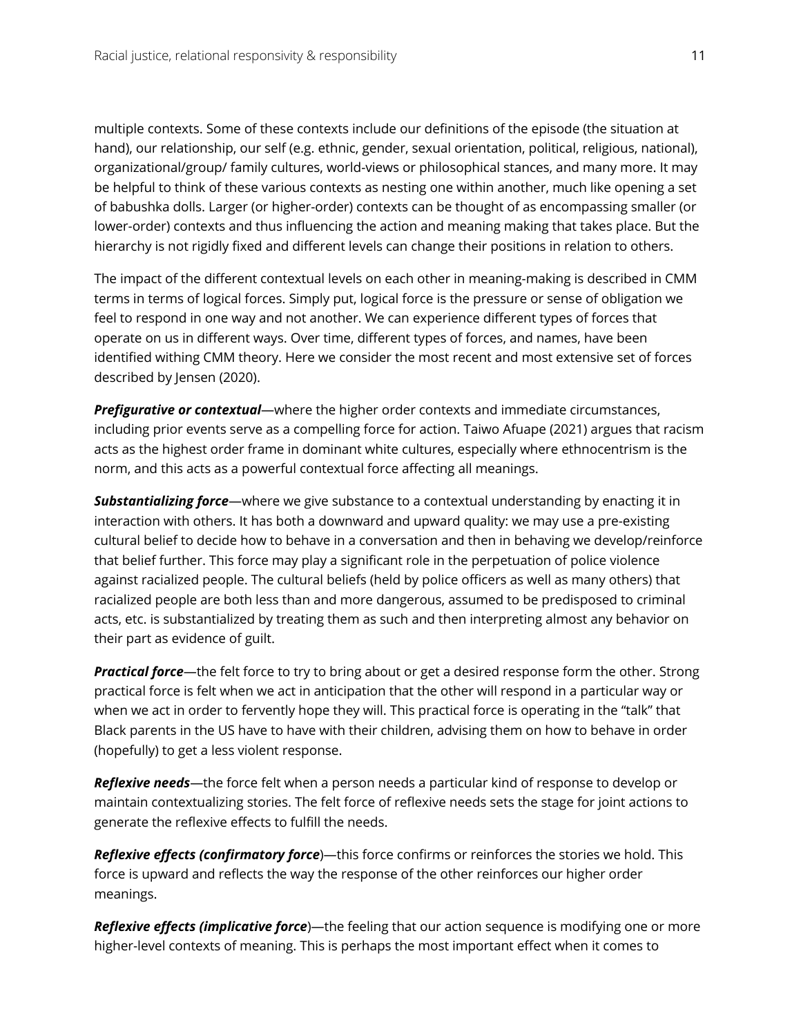multiple contexts. Some of these contexts include our definitions of the episode (the situation at hand), our relationship, our self (e.g. ethnic, gender, sexual orientation, political, religious, national), organizational/group/ family cultures, world-views or philosophical stances, and many more. It may be helpful to think of these various contexts as nesting one within another, much like opening a set of babushka dolls. Larger (or higher-order) contexts can be thought of as encompassing smaller (or lower-order) contexts and thus influencing the action and meaning making that takes place. But the hierarchy is not rigidly fixed and different levels can change their positions in relation to others.

The impact of the different contextual levels on each other in meaning-making is described in CMM terms in terms of logical forces. Simply put, logical force is the pressure or sense of obligation we feel to respond in one way and not another. We can experience different types of forces that operate on us in different ways. Over time, different types of forces, and names, have been identified withing CMM theory. Here we consider the most recent and most extensive set of forces described by Jensen (2020).

***Prefigurative or contextual***—where the higher order contexts and immediate circumstances, including prior events serve as a compelling force for action. Taiwo Afuape (2021) argues that racism acts as the highest order frame in dominant white cultures, especially where ethnocentrism is the norm, and this acts as a powerful contextual force affecting all meanings.

***Substantializing force***—where we give substance to a contextual understanding by enacting it in interaction with others. It has both a downward and upward quality: we may use a pre-existing cultural belief to decide how to behave in a conversation and then in behaving we develop/reinforce that belief further. This force may play a significant role in the perpetuation of police violence against racialized people. The cultural beliefs (held by police officers as well as many others) that racialized people are both less than and more dangerous, assumed to be predisposed to criminal acts, etc. is substantialized by treating them as such and then interpreting almost any behavior on their part as evidence of guilt.

***Practical force***—the felt force to try to bring about or get a desired response form the other. Strong practical force is felt when we act in anticipation that the other will respond in a particular way or when we act in order to fervently hope they will. This practical force is operating in the "talk" that Black parents in the US have to have with their children, advising them on how to behave in order (hopefully) to get a less violent response.

***Reflexive needs***—the force felt when a person needs a particular kind of response to develop or maintain contextualizing stories. The felt force of reflexive needs sets the stage for joint actions to generate the reflexive effects to fulfill the needs.

***Reflexive effects (confirmatory force***)—this force confirms or reinforces the stories we hold. This force is upward and reflects the way the response of the other reinforces our higher order meanings.

***Reflexive effects (implicative force***)—the feeling that our action sequence is modifying one or more higher-level contexts of meaning. This is perhaps the most important effect when it comes to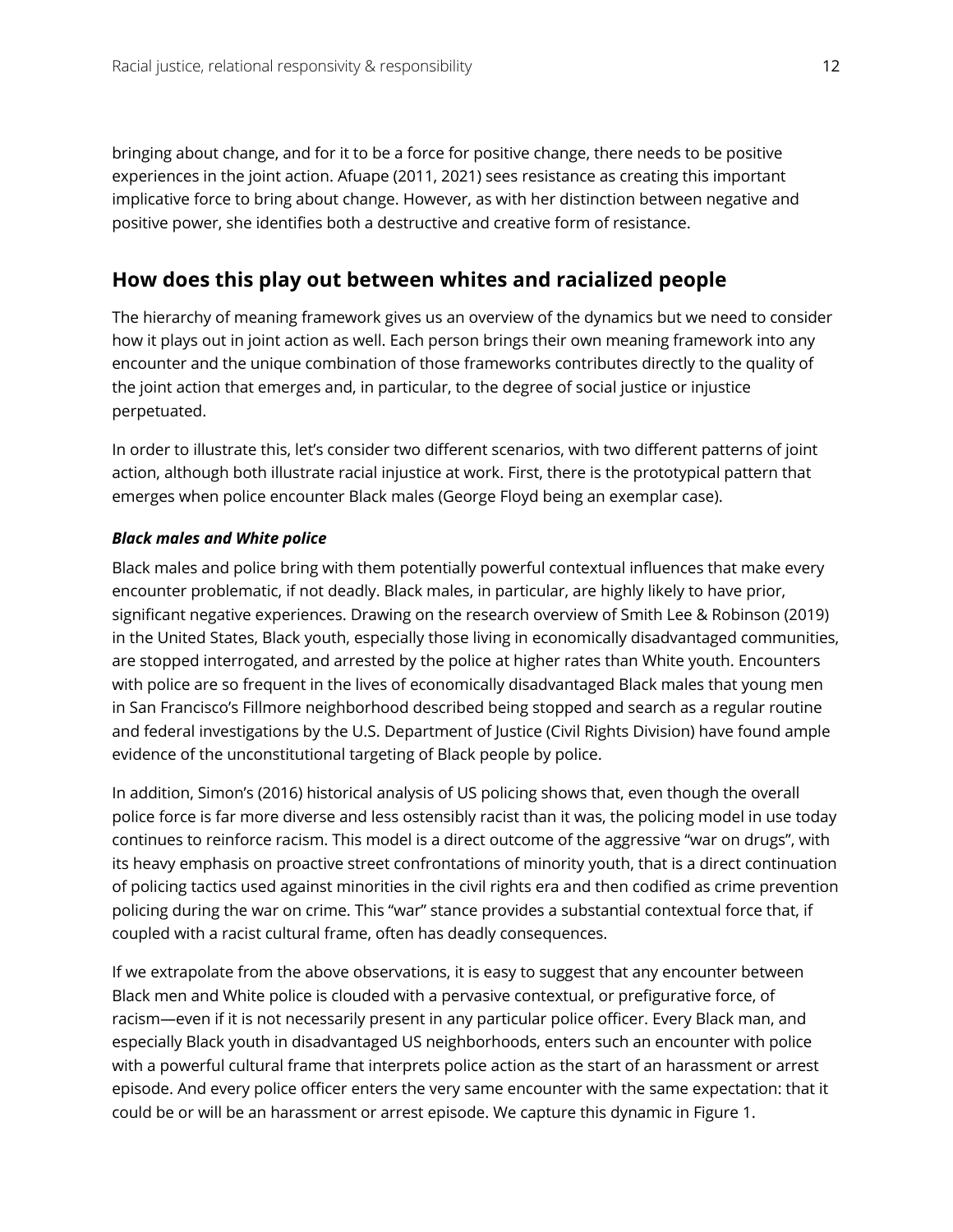bringing about change, and for it to be a force for positive change, there needs to be positive experiences in the joint action. Afuape (2011, 2021) sees resistance as creating this important implicative force to bring about change. However, as with her distinction between negative and positive power, she identifies both a destructive and creative form of resistance.

## How does this play out between whites and racialized people

The hierarchy of meaning framework gives us an overview of the dynamics but we need to consider how it plays out in joint action as well. Each person brings their own meaning framework into any encounter and the unique combination of those frameworks contributes directly to the quality of the joint action that emerges and, in particular, to the degree of social justice or injustice perpetuated.

In order to illustrate this, let's consider two different scenarios, with two different patterns of joint action, although both illustrate racial injustice at work. First, there is the prototypical pattern that emerges when police encounter Black males (George Floyd being an exemplar case).

***Black males and White police***

Black males and police bring with them potentially powerful contextual influences that make every encounter problematic, if not deadly. Black males, in particular, are highly likely to have prior, significant negative experiences. Drawing on the research overview of Smith Lee & Robinson (2019) in the United States, Black youth, especially those living in economically disadvantaged communities, are stopped interrogated, and arrested by the police at higher rates than White youth. Encounters with police are so frequent in the lives of economically disadvantaged Black males that young men in San Francisco's Fillmore neighborhood described being stopped and search as a regular routine and federal investigations by the U.S. Department of Justice (Civil Rights Division) have found ample evidence of the unconstitutional targeting of Black people by police.

In addition, Simon's (2016) historical analysis of US policing shows that, even though the overall police force is far more diverse and less ostensibly racist than it was, the policing model in use today continues to reinforce racism. This model is a direct outcome of the aggressive "war on drugs", with its heavy emphasis on proactive street confrontations of minority youth, that is a direct continuation of policing tactics used against minorities in the civil rights era and then codified as crime prevention policing during the war on crime. This "war" stance provides a substantial contextual force that, if coupled with a racist cultural frame, often has deadly consequences.

If we extrapolate from the above observations, it is easy to suggest that any encounter between Black men and White police is clouded with a pervasive contextual, or prefigurative force, of racism—even if it is not necessarily present in any particular police officer. Every Black man, and especially Black youth in disadvantaged US neighborhoods, enters such an encounter with police with a powerful cultural frame that interprets police action as the start of an harassment or arrest episode. And every police officer enters the very same encounter with the same expectation: that it could be or will be an harassment or arrest episode. We capture this dynamic in Figure 1.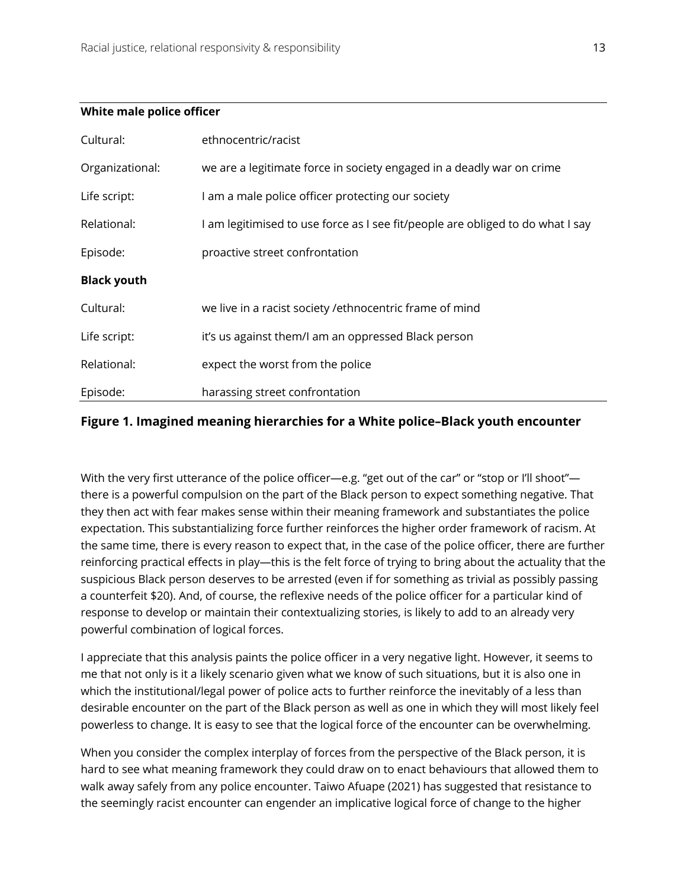| **White male police officer** | |
|---|---|
| Cultural: | ethnocentric/racist |
| Organizational: | we are a legitimate force in society engaged in a deadly war on crime |
| Life script: | I am a male police officer protecting our society |
| Relational: | I am legitimised to use force as I see fit/people are obliged to do what I say |
| Episode: | proactive street confrontation |
| **Black youth** | |
| Cultural: | we live in a racist society /ethnocentric frame of mind |
| Life script: | it's us against them/I am an oppressed Black person |
| Relational: | expect the worst from the police |
| Episode: | harassing street confrontation |

**Figure 1. Imagined meaning hierarchies for a White police–Black youth encounter**

With the very first utterance of the police officer—e.g. "get out of the car" or "stop or I'll shoot"—there is a powerful compulsion on the part of the Black person to expect something negative. That they then act with fear makes sense within their meaning framework and substantiates the police expectation. This substantializing force further reinforces the higher order framework of racism. At the same time, there is every reason to expect that, in the case of the police officer, there are further reinforcing practical effects in play—this is the felt force of trying to bring about the actuality that the suspicious Black person deserves to be arrested (even if for something as trivial as possibly passing a counterfeit $20). And, of course, the reflexive needs of the police officer for a particular kind of response to develop or maintain their contextualizing stories, is likely to add to an already very powerful combination of logical forces.

I appreciate that this analysis paints the police officer in a very negative light. However, it seems to me that not only is it a likely scenario given what we know of such situations, but it is also one in which the institutional/legal power of police acts to further reinforce the inevitably of a less than desirable encounter on the part of the Black person as well as one in which they will most likely feel powerless to change. It is easy to see that the logical force of the encounter can be overwhelming.

When you consider the complex interplay of forces from the perspective of the Black person, it is hard to see what meaning framework they could draw on to enact behaviours that allowed them to walk away safely from any police encounter. Taiwo Afuape (2021) has suggested that resistance to the seemingly racist encounter can engender an implicative logical force of change to the higher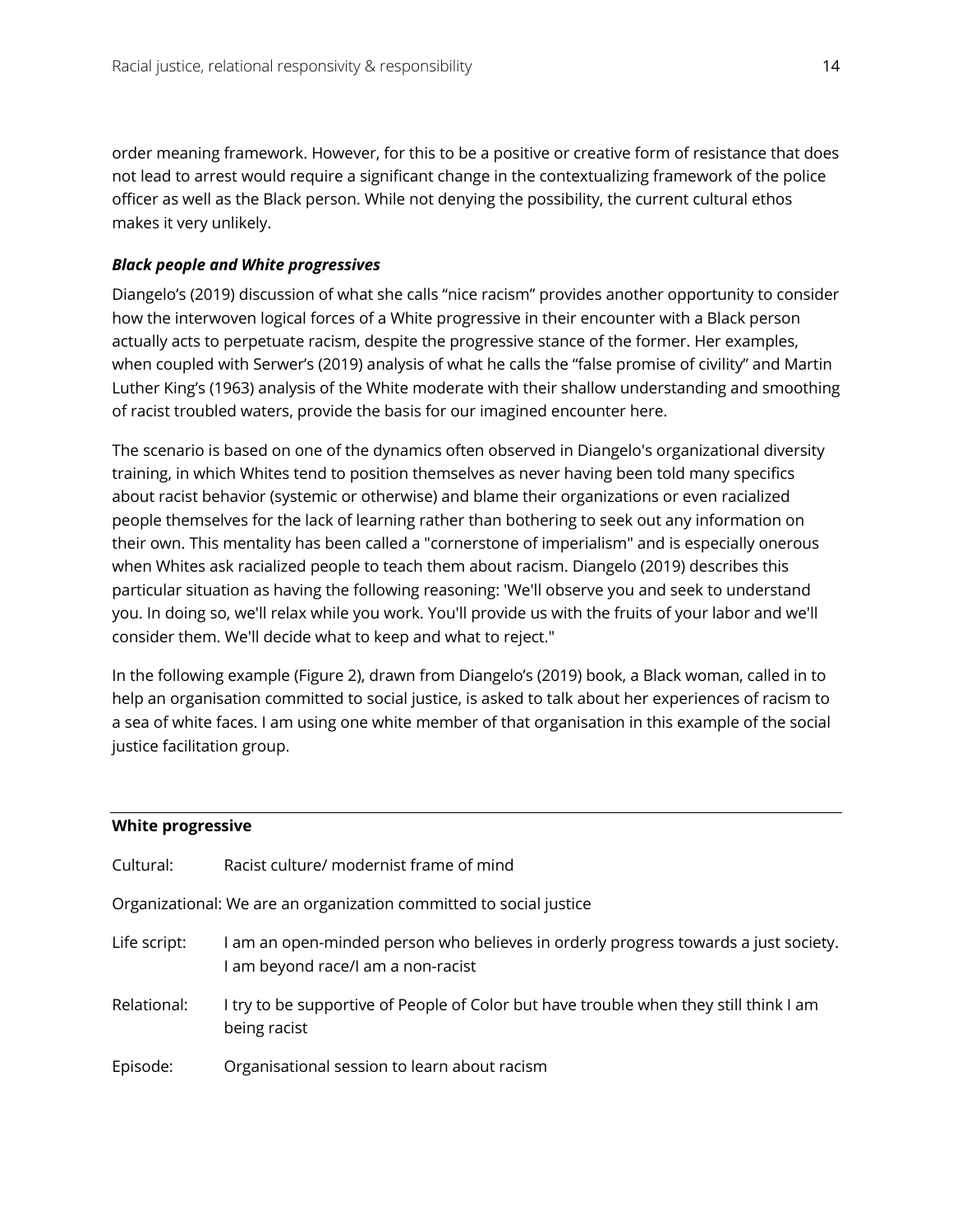order meaning framework. However, for this to be a positive or creative form of resistance that does not lead to arrest would require a significant change in the contextualizing framework of the police officer as well as the Black person. While not denying the possibility, the current cultural ethos makes it very unlikely.

***Black people and White progressives***

Diangelo's (2019) discussion of what she calls "nice racism" provides another opportunity to consider how the interwoven logical forces of a White progressive in their encounter with a Black person actually acts to perpetuate racism, despite the progressive stance of the former. Her examples, when coupled with Serwer's (2019) analysis of what he calls the "false promise of civility" and Martin Luther King's (1963) analysis of the White moderate with their shallow understanding and smoothing of racist troubled waters, provide the basis for our imagined encounter here.

The scenario is based on one of the dynamics often observed in Diangelo's organizational diversity training, in which Whites tend to position themselves as never having been told many specifics about racist behavior (systemic or otherwise) and blame their organizations or even racialized people themselves for the lack of learning rather than bothering to seek out any information on their own. This mentality has been called a "cornerstone of imperialism" and is especially onerous when Whites ask racialized people to teach them about racism. Diangelo (2019) describes this particular situation as having the following reasoning: 'We'll observe you and seek to understand you. In doing so, we'll relax while you work. You'll provide us with the fruits of your labor and we'll consider them. We'll decide what to keep and what to reject."

In the following example (Figure 2), drawn from Diangelo's (2019) book, a Black woman, called in to help an organisation committed to social justice, is asked to talk about her experiences of racism to a sea of white faces. I am using one white member of that organisation in this example of the social justice facilitation group.

---

**White progressive**

| | |
|---|---|
| Cultural: | Racist culture/ modernist frame of mind |
| Organizational: | We are an organization committed to social justice |
| Life script: | I am an open-minded person who believes in orderly progress towards a just society. I am beyond race/I am a non-racist |
| Relational: | I try to be supportive of People of Color but have trouble when they still think I am being racist |
| Episode: | Organisational session to learn about racism |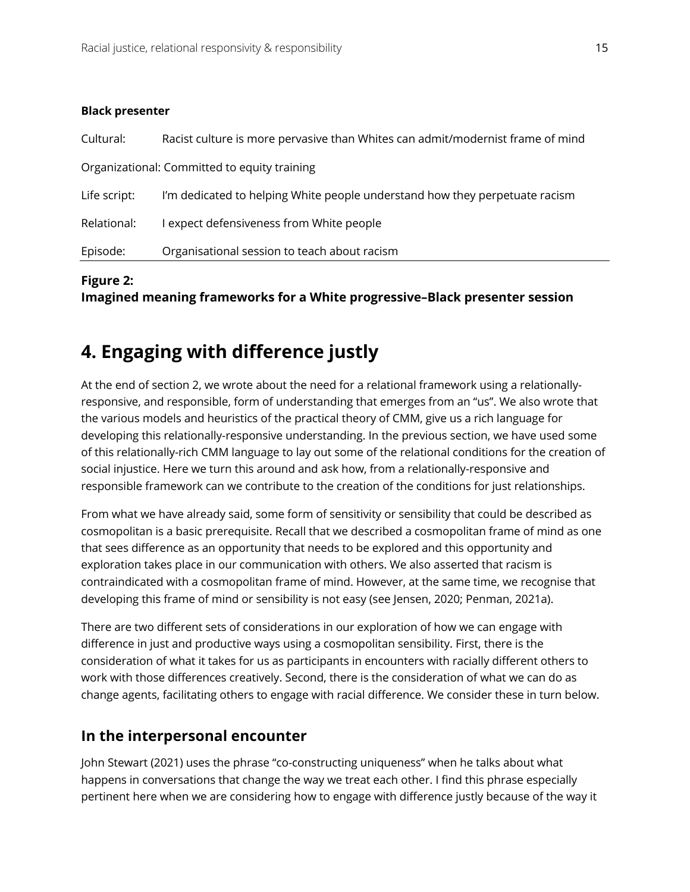**Black presenter**

| | |
|---|---|
| Cultural: | Racist culture is more pervasive than Whites can admit/modernist frame of mind |
| Organizational: | Committed to equity training |
| Life script: | I'm dedicated to helping White people understand how they perpetuate racism |
| Relational: | I expect defensiveness from White people |
| Episode: | Organisational session to teach about racism |

**Figure 2:**
**Imagined meaning frameworks for a White progressive–Black presenter session**

# 4. Engaging with difference justly

At the end of section 2, we wrote about the need for a relational framework using a relationally-responsive, and responsible, form of understanding that emerges from an "us". We also wrote that the various models and heuristics of the practical theory of CMM, give us a rich language for developing this relationally-responsive understanding. In the previous section, we have used some of this relationally-rich CMM language to lay out some of the relational conditions for the creation of social injustice. Here we turn this around and ask how, from a relationally-responsive and responsible framework can we contribute to the creation of the conditions for just relationships.

From what we have already said, some form of sensitivity or sensibility that could be described as cosmopolitan is a basic prerequisite. Recall that we described a cosmopolitan frame of mind as one that sees difference as an opportunity that needs to be explored and this opportunity and exploration takes place in our communication with others. We also asserted that racism is contraindicated with a cosmopolitan frame of mind. However, at the same time, we recognise that developing this frame of mind or sensibility is not easy (see Jensen, 2020; Penman, 2021a).

There are two different sets of considerations in our exploration of how we can engage with difference in just and productive ways using a cosmopolitan sensibility. First, there is the consideration of what it takes for us as participants in encounters with racially different others to work with those differences creatively. Second, there is the consideration of what we can do as change agents, facilitating others to engage with racial difference. We consider these in turn below.

## In the interpersonal encounter

John Stewart (2021) uses the phrase "co-constructing uniqueness" when he talks about what happens in conversations that change the way we treat each other. I find this phrase especially pertinent here when we are considering how to engage with difference justly because of the way it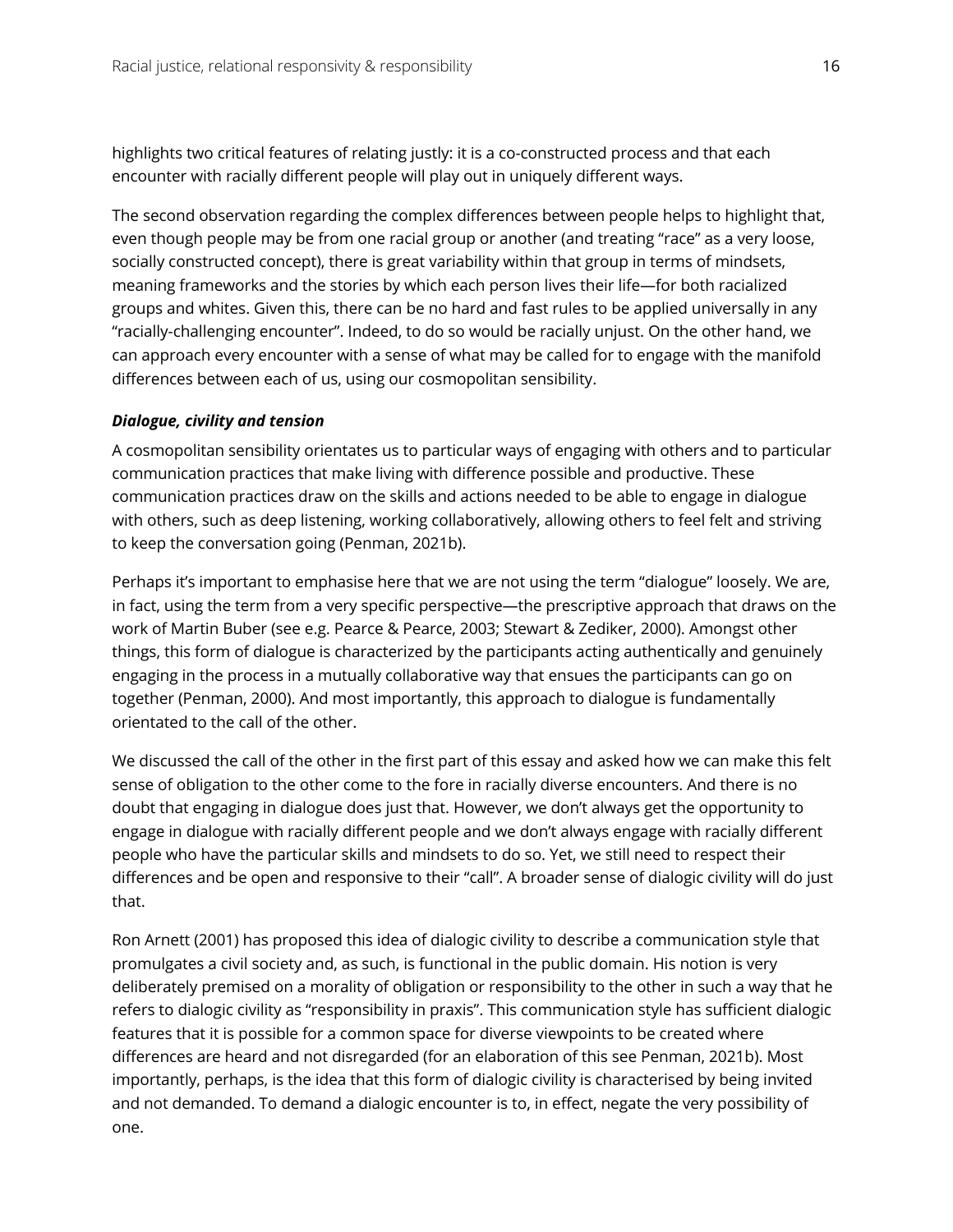highlights two critical features of relating justly: it is a co-constructed process and that each encounter with racially different people will play out in uniquely different ways.

The second observation regarding the complex differences between people helps to highlight that, even though people may be from one racial group or another (and treating "race" as a very loose, socially constructed concept), there is great variability within that group in terms of mindsets, meaning frameworks and the stories by which each person lives their life—for both racialized groups and whites. Given this, there can be no hard and fast rules to be applied universally in any "racially-challenging encounter". Indeed, to do so would be racially unjust. On the other hand, we can approach every encounter with a sense of what may be called for to engage with the manifold differences between each of us, using our cosmopolitan sensibility.

***Dialogue, civility and tension***

A cosmopolitan sensibility orientates us to particular ways of engaging with others and to particular communication practices that make living with difference possible and productive. These communication practices draw on the skills and actions needed to be able to engage in dialogue with others, such as deep listening, working collaboratively, allowing others to feel felt and striving to keep the conversation going (Penman, 2021b).

Perhaps it's important to emphasise here that we are not using the term "dialogue" loosely. We are, in fact, using the term from a very specific perspective—the prescriptive approach that draws on the work of Martin Buber (see e.g. Pearce & Pearce, 2003; Stewart & Zediker, 2000). Amongst other things, this form of dialogue is characterized by the participants acting authentically and genuinely engaging in the process in a mutually collaborative way that ensues the participants can go on together (Penman, 2000). And most importantly, this approach to dialogue is fundamentally orientated to the call of the other.

We discussed the call of the other in the first part of this essay and asked how we can make this felt sense of obligation to the other come to the fore in racially diverse encounters. And there is no doubt that engaging in dialogue does just that. However, we don't always get the opportunity to engage in dialogue with racially different people and we don't always engage with racially different people who have the particular skills and mindsets to do so. Yet, we still need to respect their differences and be open and responsive to their "call". A broader sense of dialogic civility will do just that.

Ron Arnett (2001) has proposed this idea of dialogic civility to describe a communication style that promulgates a civil society and, as such, is functional in the public domain. His notion is very deliberately premised on a morality of obligation or responsibility to the other in such a way that he refers to dialogic civility as "responsibility in praxis". This communication style has sufficient dialogic features that it is possible for a common space for diverse viewpoints to be created where differences are heard and not disregarded (for an elaboration of this see Penman, 2021b). Most importantly, perhaps, is the idea that this form of dialogic civility is characterised by being invited and not demanded. To demand a dialogic encounter is to, in effect, negate the very possibility of one.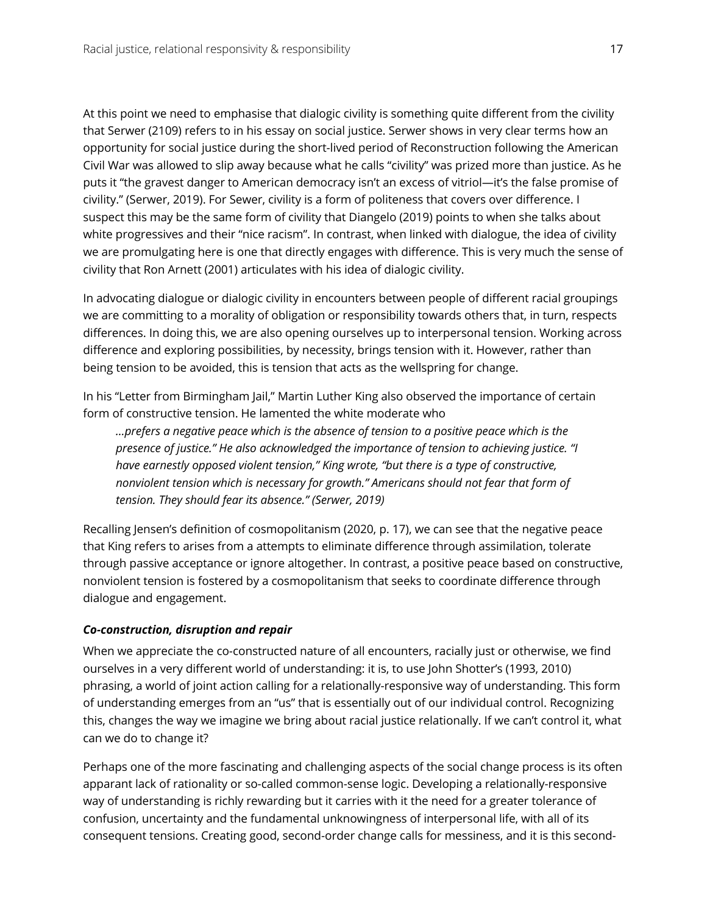At this point we need to emphasise that dialogic civility is something quite different from the civility that Serwer (2109) refers to in his essay on social justice. Serwer shows in very clear terms how an opportunity for social justice during the short-lived period of Reconstruction following the American Civil War was allowed to slip away because what he calls "civility" was prized more than justice. As he puts it "the gravest danger to American democracy isn't an excess of vitriol—it's the false promise of civility." (Serwer, 2019). For Sewer, civility is a form of politeness that covers over difference. I suspect this may be the same form of civility that Diangelo (2019) points to when she talks about white progressives and their "nice racism". In contrast, when linked with dialogue, the idea of civility we are promulgating here is one that directly engages with difference. This is very much the sense of civility that Ron Arnett (2001) articulates with his idea of dialogic civility.

In advocating dialogue or dialogic civility in encounters between people of different racial groupings we are committing to a morality of obligation or responsibility towards others that, in turn, respects differences. In doing this, we are also opening ourselves up to interpersonal tension. Working across difference and exploring possibilities, by necessity, brings tension with it. However, rather than being tension to be avoided, this is tension that acts as the wellspring for change.

In his "Letter from Birmingham Jail," Martin Luther King also observed the importance of certain form of constructive tension. He lamented the white moderate who

> *…prefers a negative peace which is the absence of tension to a positive peace which is the presence of justice." He also acknowledged the importance of tension to achieving justice. "I have earnestly opposed violent tension," King wrote, "but there is a type of constructive, nonviolent tension which is necessary for growth." Americans should not fear that form of tension. They should fear its absence." (Serwer, 2019)*

Recalling Jensen's definition of cosmopolitanism (2020, p. 17), we can see that the negative peace that King refers to arises from a attempts to eliminate difference through assimilation, tolerate through passive acceptance or ignore altogether. In contrast, a positive peace based on constructive, nonviolent tension is fostered by a cosmopolitanism that seeks to coordinate difference through dialogue and engagement.

### ***Co-construction, disruption and repair***

When we appreciate the co-constructed nature of all encounters, racially just or otherwise, we find ourselves in a very different world of understanding: it is, to use John Shotter's (1993, 2010) phrasing, a world of joint action calling for a relationally-responsive way of understanding. This form of understanding emerges from an "us" that is essentially out of our individual control. Recognizing this, changes the way we imagine we bring about racial justice relationally. If we can't control it, what can we do to change it?

Perhaps one of the more fascinating and challenging aspects of the social change process is its often apparant lack of rationality or so-called common-sense logic. Developing a relationally-responsive way of understanding is richly rewarding but it carries with it the need for a greater tolerance of confusion, uncertainty and the fundamental unknowingness of interpersonal life, with all of its consequent tensions. Creating good, second-order change calls for messiness, and it is this second-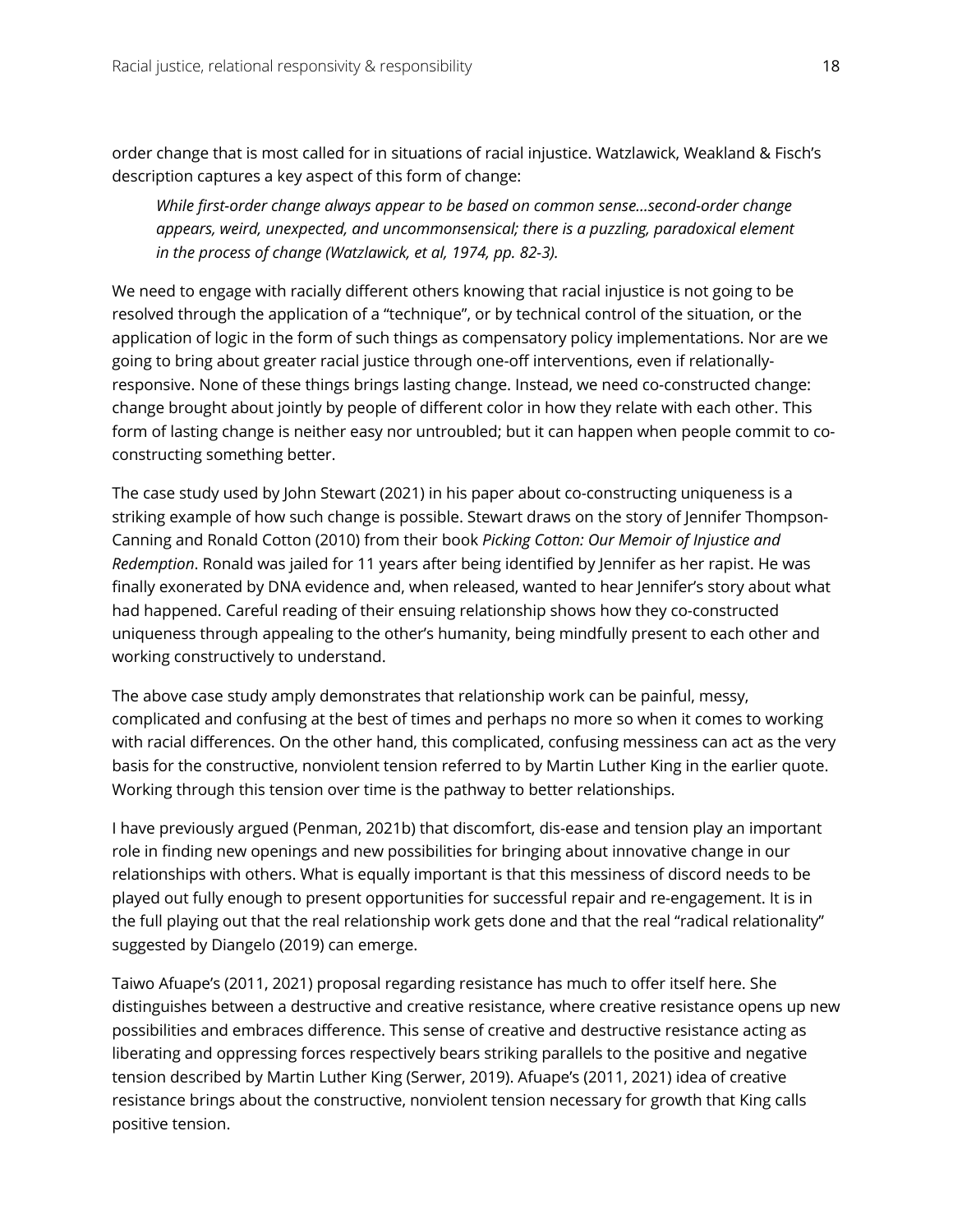order change that is most called for in situations of racial injustice. Watzlawick, Weakland & Fisch's description captures a key aspect of this form of change:

> *While first-order change always appear to be based on common sense…second-order change appears, weird, unexpected, and uncommonsensical; there is a puzzling, paradoxical element in the process of change (Watzlawick, et al, 1974, pp. 82-3).*

We need to engage with racially different others knowing that racial injustice is not going to be resolved through the application of a "technique", or by technical control of the situation, or the application of logic in the form of such things as compensatory policy implementations. Nor are we going to bring about greater racial justice through one-off interventions, even if relationally-responsive. None of these things brings lasting change. Instead, we need co-constructed change: change brought about jointly by people of different color in how they relate with each other. This form of lasting change is neither easy nor untroubled; but it can happen when people commit to co-constructing something better.

The case study used by John Stewart (2021) in his paper about co-constructing uniqueness is a striking example of how such change is possible. Stewart draws on the story of Jennifer Thompson-Canning and Ronald Cotton (2010) from their book *Picking Cotton: Our Memoir of Injustice and Redemption*. Ronald was jailed for 11 years after being identified by Jennifer as her rapist. He was finally exonerated by DNA evidence and, when released, wanted to hear Jennifer's story about what had happened. Careful reading of their ensuing relationship shows how they co-constructed uniqueness through appealing to the other's humanity, being mindfully present to each other and working constructively to understand.

The above case study amply demonstrates that relationship work can be painful, messy, complicated and confusing at the best of times and perhaps no more so when it comes to working with racial differences. On the other hand, this complicated, confusing messiness can act as the very basis for the constructive, nonviolent tension referred to by Martin Luther King in the earlier quote. Working through this tension over time is the pathway to better relationships.

I have previously argued (Penman, 2021b) that discomfort, dis-ease and tension play an important role in finding new openings and new possibilities for bringing about innovative change in our relationships with others. What is equally important is that this messiness of discord needs to be played out fully enough to present opportunities for successful repair and re-engagement. It is in the full playing out that the real relationship work gets done and that the real "radical relationality" suggested by Diangelo (2019) can emerge.

Taiwo Afuape's (2011, 2021) proposal regarding resistance has much to offer itself here. She distinguishes between a destructive and creative resistance, where creative resistance opens up new possibilities and embraces difference. This sense of creative and destructive resistance acting as liberating and oppressing forces respectively bears striking parallels to the positive and negative tension described by Martin Luther King (Serwer, 2019). Afuape's (2011, 2021) idea of creative resistance brings about the constructive, nonviolent tension necessary for growth that King calls positive tension.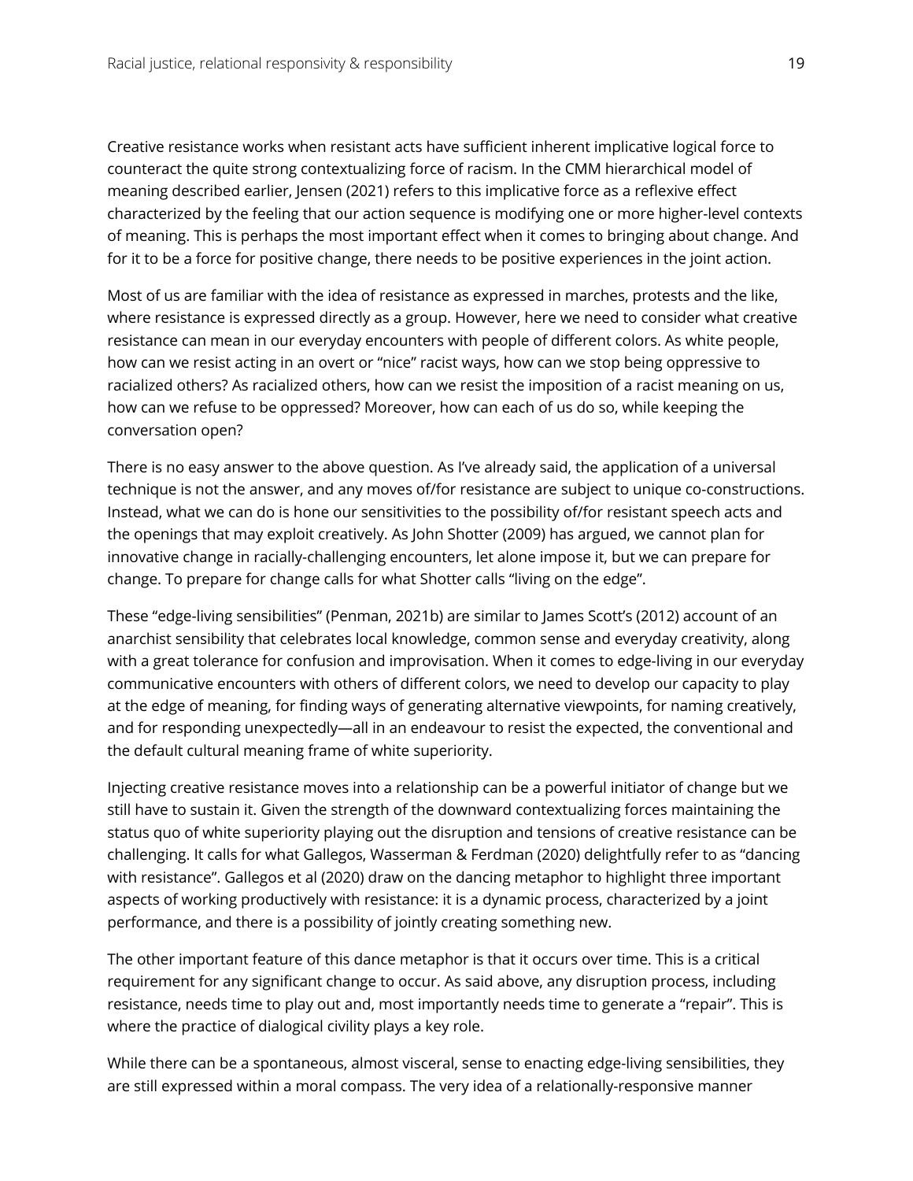Creative resistance works when resistant acts have sufficient inherent implicative logical force to counteract the quite strong contextualizing force of racism. In the CMM hierarchical model of meaning described earlier, Jensen (2021) refers to this implicative force as a reflexive effect characterized by the feeling that our action sequence is modifying one or more higher-level contexts of meaning. This is perhaps the most important effect when it comes to bringing about change. And for it to be a force for positive change, there needs to be positive experiences in the joint action.

Most of us are familiar with the idea of resistance as expressed in marches, protests and the like, where resistance is expressed directly as a group. However, here we need to consider what creative resistance can mean in our everyday encounters with people of different colors. As white people, how can we resist acting in an overt or "nice" racist ways, how can we stop being oppressive to racialized others? As racialized others, how can we resist the imposition of a racist meaning on us, how can we refuse to be oppressed? Moreover, how can each of us do so, while keeping the conversation open?

There is no easy answer to the above question. As I've already said, the application of a universal technique is not the answer, and any moves of/for resistance are subject to unique co-constructions. Instead, what we can do is hone our sensitivities to the possibility of/for resistant speech acts and the openings that may exploit creatively. As John Shotter (2009) has argued, we cannot plan for innovative change in racially-challenging encounters, let alone impose it, but we can prepare for change. To prepare for change calls for what Shotter calls "living on the edge".

These "edge-living sensibilities" (Penman, 2021b) are similar to James Scott's (2012) account of an anarchist sensibility that celebrates local knowledge, common sense and everyday creativity, along with a great tolerance for confusion and improvisation. When it comes to edge-living in our everyday communicative encounters with others of different colors, we need to develop our capacity to play at the edge of meaning, for finding ways of generating alternative viewpoints, for naming creatively, and for responding unexpectedly—all in an endeavour to resist the expected, the conventional and the default cultural meaning frame of white superiority.

Injecting creative resistance moves into a relationship can be a powerful initiator of change but we still have to sustain it. Given the strength of the downward contextualizing forces maintaining the status quo of white superiority playing out the disruption and tensions of creative resistance can be challenging. It calls for what Gallegos, Wasserman & Ferdman (2020) delightfully refer to as "dancing with resistance". Gallegos et al (2020) draw on the dancing metaphor to highlight three important aspects of working productively with resistance: it is a dynamic process, characterized by a joint performance, and there is a possibility of jointly creating something new.

The other important feature of this dance metaphor is that it occurs over time. This is a critical requirement for any significant change to occur. As said above, any disruption process, including resistance, needs time to play out and, most importantly needs time to generate a "repair". This is where the practice of dialogical civility plays a key role.

While there can be a spontaneous, almost visceral, sense to enacting edge-living sensibilities, they are still expressed within a moral compass. The very idea of a relationally-responsive manner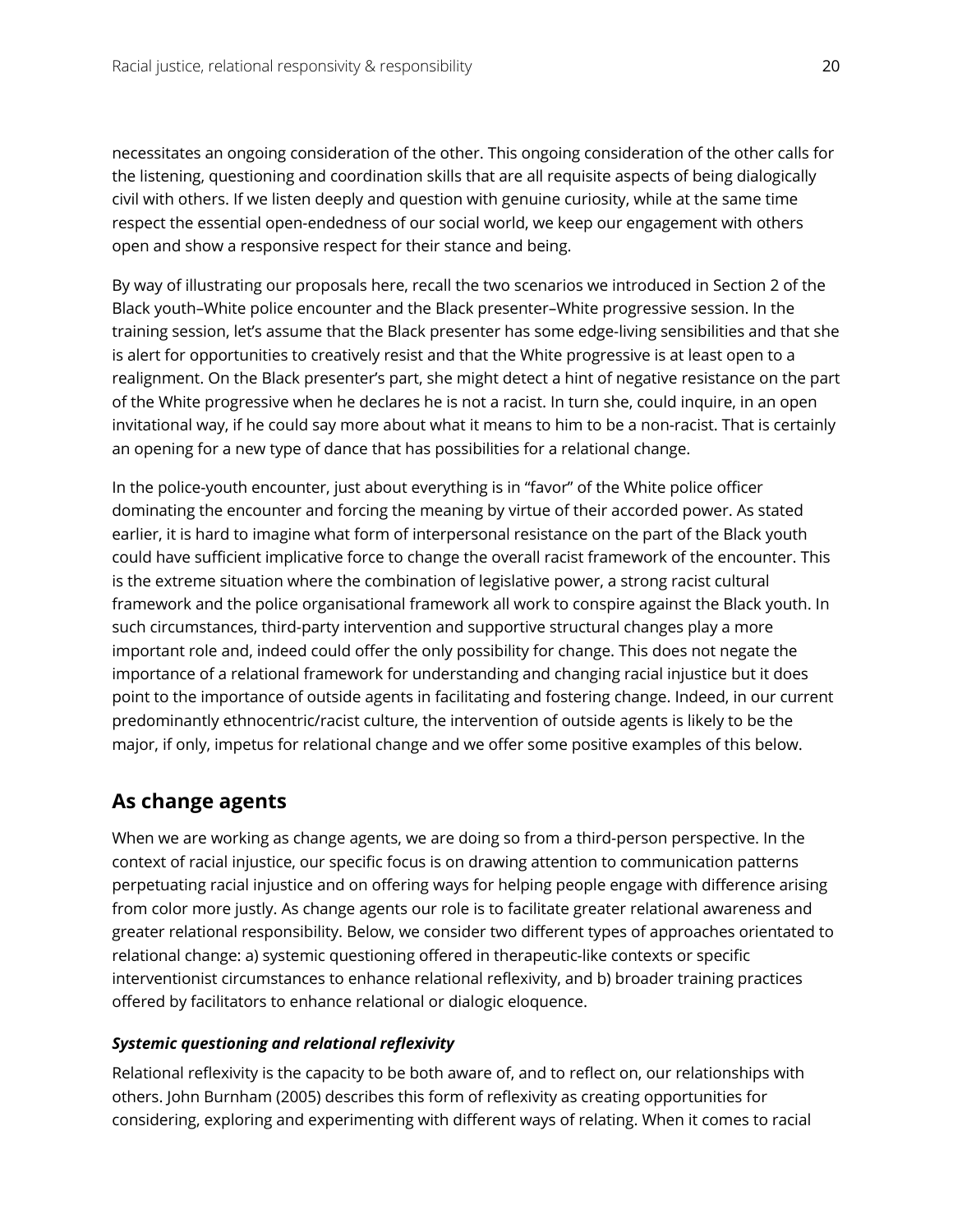necessitates an ongoing consideration of the other. This ongoing consideration of the other calls for the listening, questioning and coordination skills that are all requisite aspects of being dialogically civil with others. If we listen deeply and question with genuine curiosity, while at the same time respect the essential open-endedness of our social world, we keep our engagement with others open and show a responsive respect for their stance and being.

By way of illustrating our proposals here, recall the two scenarios we introduced in Section 2 of the Black youth–White police encounter and the Black presenter–White progressive session. In the training session, let's assume that the Black presenter has some edge-living sensibilities and that she is alert for opportunities to creatively resist and that the White progressive is at least open to a realignment. On the Black presenter's part, she might detect a hint of negative resistance on the part of the White progressive when he declares he is not a racist. In turn she, could inquire, in an open invitational way, if he could say more about what it means to him to be a non-racist. That is certainly an opening for a new type of dance that has possibilities for a relational change.

In the police-youth encounter, just about everything is in "favor" of the White police officer dominating the encounter and forcing the meaning by virtue of their accorded power. As stated earlier, it is hard to imagine what form of interpersonal resistance on the part of the Black youth could have sufficient implicative force to change the overall racist framework of the encounter. This is the extreme situation where the combination of legislative power, a strong racist cultural framework and the police organisational framework all work to conspire against the Black youth. In such circumstances, third-party intervention and supportive structural changes play a more important role and, indeed could offer the only possibility for change. This does not negate the importance of a relational framework for understanding and changing racial injustice but it does point to the importance of outside agents in facilitating and fostering change. Indeed, in our current predominantly ethnocentric/racist culture, the intervention of outside agents is likely to be the major, if only, impetus for relational change and we offer some positive examples of this below.

## As change agents

When we are working as change agents, we are doing so from a third-person perspective. In the context of racial injustice, our specific focus is on drawing attention to communication patterns perpetuating racial injustice and on offering ways for helping people engage with difference arising from color more justly. As change agents our role is to facilitate greater relational awareness and greater relational responsibility. Below, we consider two different types of approaches orientated to relational change: a) systemic questioning offered in therapeutic-like contexts or specific interventionist circumstances to enhance relational reflexivity, and b) broader training practices offered by facilitators to enhance relational or dialogic eloquence.

### *Systemic questioning and relational reflexivity*

Relational reflexivity is the capacity to be both aware of, and to reflect on, our relationships with others. John Burnham (2005) describes this form of reflexivity as creating opportunities for considering, exploring and experimenting with different ways of relating. When it comes to racial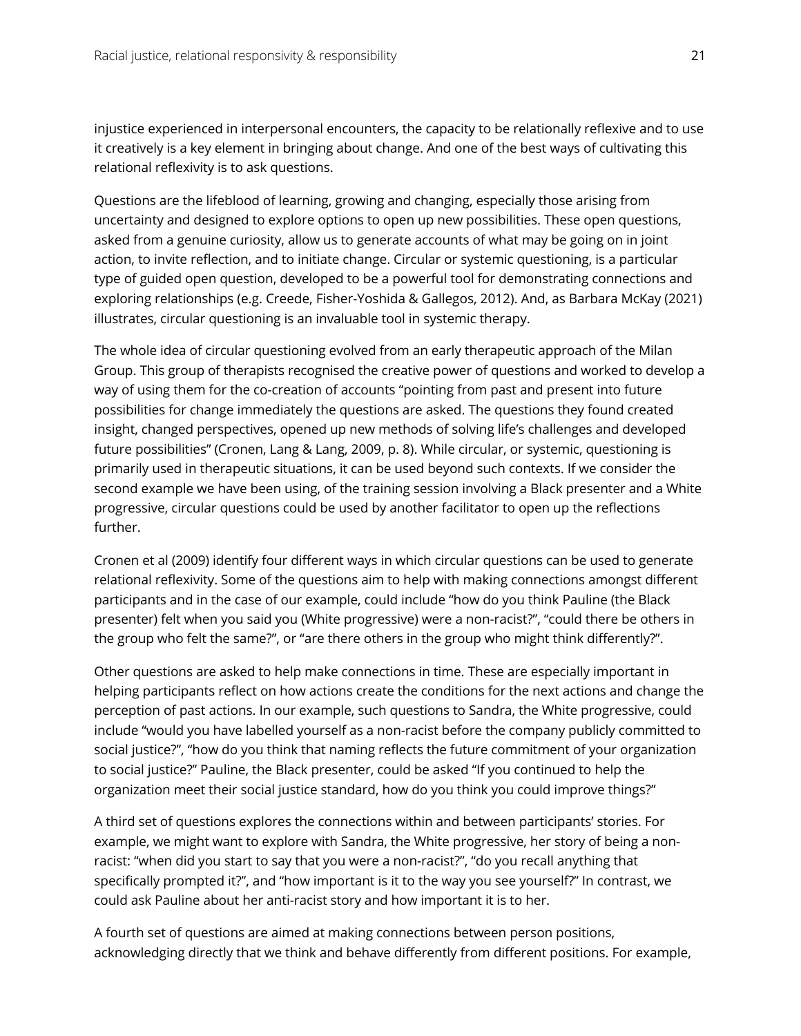injustice experienced in interpersonal encounters, the capacity to be relationally reflexive and to use it creatively is a key element in bringing about change. And one of the best ways of cultivating this relational reflexivity is to ask questions.

Questions are the lifeblood of learning, growing and changing, especially those arising from uncertainty and designed to explore options to open up new possibilities. These open questions, asked from a genuine curiosity, allow us to generate accounts of what may be going on in joint action, to invite reflection, and to initiate change. Circular or systemic questioning, is a particular type of guided open question, developed to be a powerful tool for demonstrating connections and exploring relationships (e.g. Creede, Fisher-Yoshida & Gallegos, 2012). And, as Barbara McKay (2021) illustrates, circular questioning is an invaluable tool in systemic therapy.

The whole idea of circular questioning evolved from an early therapeutic approach of the Milan Group. This group of therapists recognised the creative power of questions and worked to develop a way of using them for the co-creation of accounts "pointing from past and present into future possibilities for change immediately the questions are asked. The questions they found created insight, changed perspectives, opened up new methods of solving life's challenges and developed future possibilities" (Cronen, Lang & Lang, 2009, p. 8). While circular, or systemic, questioning is primarily used in therapeutic situations, it can be used beyond such contexts. If we consider the second example we have been using, of the training session involving a Black presenter and a White progressive, circular questions could be used by another facilitator to open up the reflections further.

Cronen et al (2009) identify four different ways in which circular questions can be used to generate relational reflexivity. Some of the questions aim to help with making connections amongst different participants and in the case of our example, could include "how do you think Pauline (the Black presenter) felt when you said you (White progressive) were a non-racist?", "could there be others in the group who felt the same?", or "are there others in the group who might think differently?".

Other questions are asked to help make connections in time. These are especially important in helping participants reflect on how actions create the conditions for the next actions and change the perception of past actions. In our example, such questions to Sandra, the White progressive, could include "would you have labelled yourself as a non-racist before the company publicly committed to social justice?", "how do you think that naming reflects the future commitment of your organization to social justice?" Pauline, the Black presenter, could be asked "If you continued to help the organization meet their social justice standard, how do you think you could improve things?"

A third set of questions explores the connections within and between participants' stories. For example, we might want to explore with Sandra, the White progressive, her story of being a non-racist: "when did you start to say that you were a non-racist?", "do you recall anything that specifically prompted it?", and "how important is it to the way you see yourself?" In contrast, we could ask Pauline about her anti-racist story and how important it is to her.

A fourth set of questions are aimed at making connections between person positions, acknowledging directly that we think and behave differently from different positions. For example,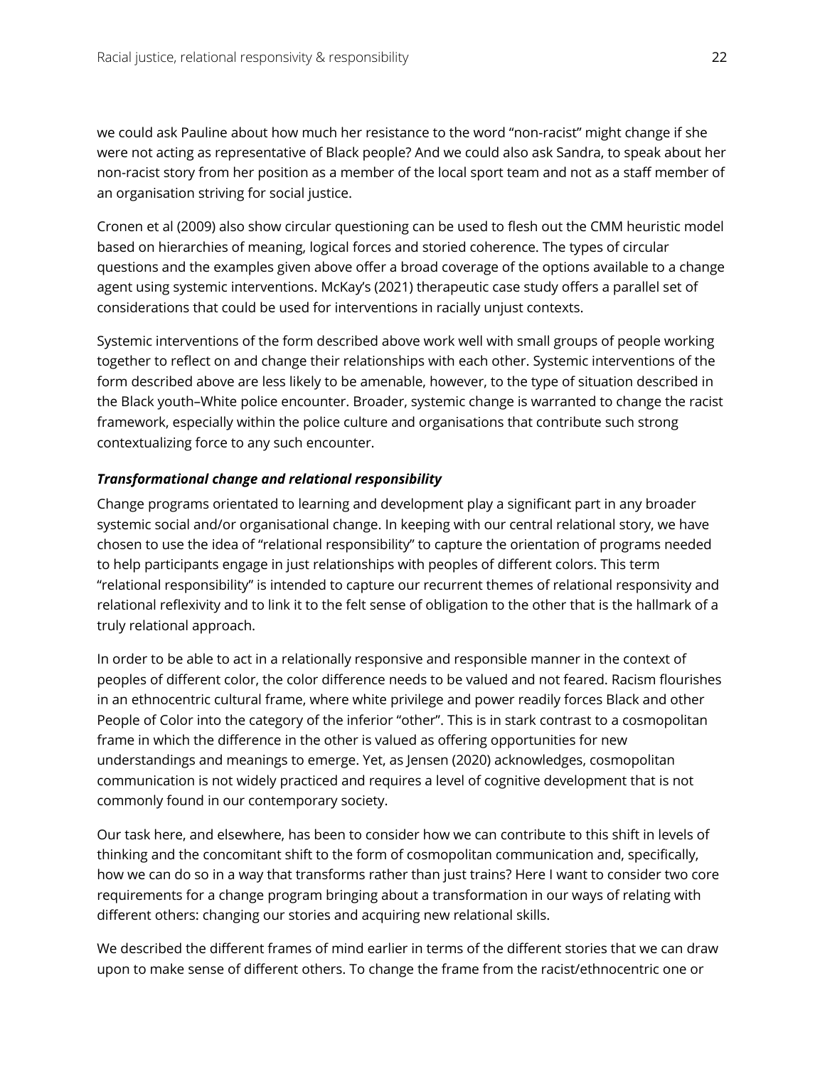we could ask Pauline about how much her resistance to the word "non-racist" might change if she were not acting as representative of Black people? And we could also ask Sandra, to speak about her non-racist story from her position as a member of the local sport team and not as a staff member of an organisation striving for social justice.

Cronen et al (2009) also show circular questioning can be used to flesh out the CMM heuristic model based on hierarchies of meaning, logical forces and storied coherence. The types of circular questions and the examples given above offer a broad coverage of the options available to a change agent using systemic interventions. McKay's (2021) therapeutic case study offers a parallel set of considerations that could be used for interventions in racially unjust contexts.

Systemic interventions of the form described above work well with small groups of people working together to reflect on and change their relationships with each other. Systemic interventions of the form described above are less likely to be amenable, however, to the type of situation described in the Black youth–White police encounter. Broader, systemic change is warranted to change the racist framework, especially within the police culture and organisations that contribute such strong contextualizing force to any such encounter.

### *Transformational change and relational responsibility*

Change programs orientated to learning and development play a significant part in any broader systemic social and/or organisational change. In keeping with our central relational story, we have chosen to use the idea of "relational responsibility" to capture the orientation of programs needed to help participants engage in just relationships with peoples of different colors. This term "relational responsibility" is intended to capture our recurrent themes of relational responsivity and relational reflexivity and to link it to the felt sense of obligation to the other that is the hallmark of a truly relational approach.

In order to be able to act in a relationally responsive and responsible manner in the context of peoples of different color, the color difference needs to be valued and not feared. Racism flourishes in an ethnocentric cultural frame, where white privilege and power readily forces Black and other People of Color into the category of the inferior "other". This is in stark contrast to a cosmopolitan frame in which the difference in the other is valued as offering opportunities for new understandings and meanings to emerge. Yet, as Jensen (2020) acknowledges, cosmopolitan communication is not widely practiced and requires a level of cognitive development that is not commonly found in our contemporary society.

Our task here, and elsewhere, has been to consider how we can contribute to this shift in levels of thinking and the concomitant shift to the form of cosmopolitan communication and, specifically, how we can do so in a way that transforms rather than just trains? Here I want to consider two core requirements for a change program bringing about a transformation in our ways of relating with different others: changing our stories and acquiring new relational skills.

We described the different frames of mind earlier in terms of the different stories that we can draw upon to make sense of different others. To change the frame from the racist/ethnocentric one or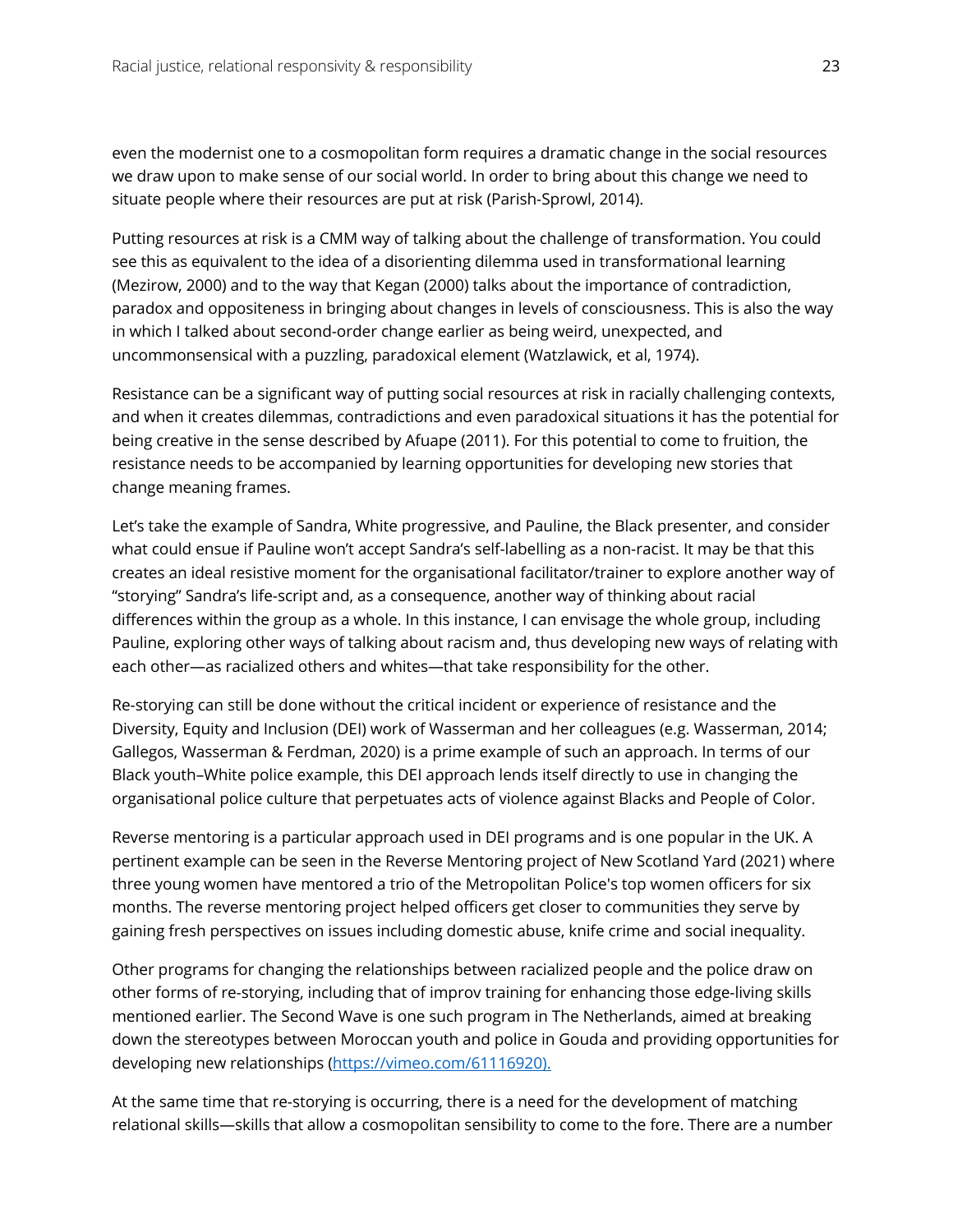even the modernist one to a cosmopolitan form requires a dramatic change in the social resources we draw upon to make sense of our social world. In order to bring about this change we need to situate people where their resources are put at risk (Parish-Sprowl, 2014).

Putting resources at risk is a CMM way of talking about the challenge of transformation. You could see this as equivalent to the idea of a disorienting dilemma used in transformational learning (Mezirow, 2000) and to the way that Kegan (2000) talks about the importance of contradiction, paradox and oppositeness in bringing about changes in levels of consciousness. This is also the way in which I talked about second-order change earlier as being weird, unexpected, and uncommonsensical with a puzzling, paradoxical element (Watzlawick, et al, 1974).

Resistance can be a significant way of putting social resources at risk in racially challenging contexts, and when it creates dilemmas, contradictions and even paradoxical situations it has the potential for being creative in the sense described by Afuape (2011). For this potential to come to fruition, the resistance needs to be accompanied by learning opportunities for developing new stories that change meaning frames.

Let's take the example of Sandra, White progressive, and Pauline, the Black presenter, and consider what could ensue if Pauline won't accept Sandra's self-labelling as a non-racist. It may be that this creates an ideal resistive moment for the organisational facilitator/trainer to explore another way of "storying" Sandra's life-script and, as a consequence, another way of thinking about racial differences within the group as a whole. In this instance, I can envisage the whole group, including Pauline, exploring other ways of talking about racism and, thus developing new ways of relating with each other—as racialized others and whites—that take responsibility for the other.

Re-storying can still be done without the critical incident or experience of resistance and the Diversity, Equity and Inclusion (DEI) work of Wasserman and her colleagues (e.g. Wasserman, 2014; Gallegos, Wasserman & Ferdman, 2020) is a prime example of such an approach. In terms of our Black youth–White police example, this DEI approach lends itself directly to use in changing the organisational police culture that perpetuates acts of violence against Blacks and People of Color.

Reverse mentoring is a particular approach used in DEI programs and is one popular in the UK. A pertinent example can be seen in the Reverse Mentoring project of New Scotland Yard (2021) where three young women have mentored a trio of the Metropolitan Police's top women officers for six months. The reverse mentoring project helped officers get closer to communities they serve by gaining fresh perspectives on issues including domestic abuse, knife crime and social inequality.

Other programs for changing the relationships between racialized people and the police draw on other forms of re-storying, including that of improv training for enhancing those edge-living skills mentioned earlier. The Second Wave is one such program in The Netherlands, aimed at breaking down the stereotypes between Moroccan youth and police in Gouda and providing opportunities for developing new relationships ([https://vimeo.com/61116920).](https://vimeo.com/61116920)

At the same time that re-storying is occurring, there is a need for the development of matching relational skills—skills that allow a cosmopolitan sensibility to come to the fore. There are a number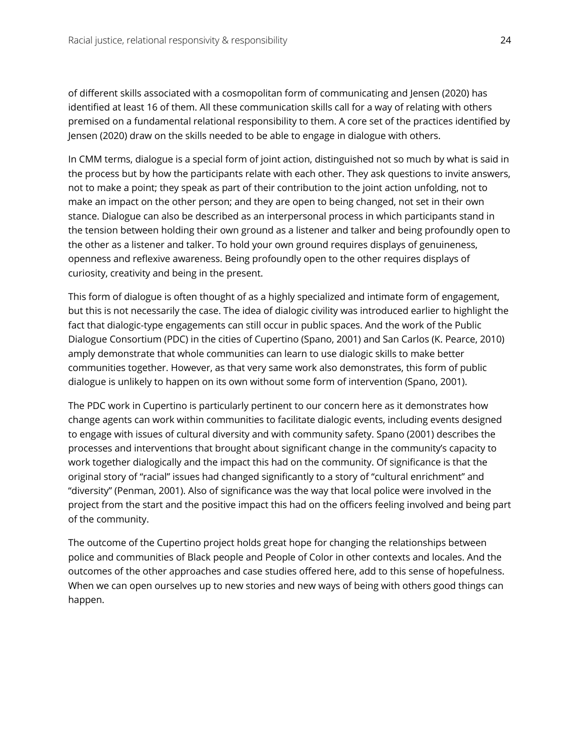of different skills associated with a cosmopolitan form of communicating and Jensen (2020) has identified at least 16 of them. All these communication skills call for a way of relating with others premised on a fundamental relational responsibility to them. A core set of the practices identified by Jensen (2020) draw on the skills needed to be able to engage in dialogue with others.

In CMM terms, dialogue is a special form of joint action, distinguished not so much by what is said in the process but by how the participants relate with each other. They ask questions to invite answers, not to make a point; they speak as part of their contribution to the joint action unfolding, not to make an impact on the other person; and they are open to being changed, not set in their own stance. Dialogue can also be described as an interpersonal process in which participants stand in the tension between holding their own ground as a listener and talker and being profoundly open to the other as a listener and talker. To hold your own ground requires displays of genuineness, openness and reflexive awareness. Being profoundly open to the other requires displays of curiosity, creativity and being in the present.

This form of dialogue is often thought of as a highly specialized and intimate form of engagement, but this is not necessarily the case. The idea of dialogic civility was introduced earlier to highlight the fact that dialogic-type engagements can still occur in public spaces. And the work of the Public Dialogue Consortium (PDC) in the cities of Cupertino (Spano, 2001) and San Carlos (K. Pearce, 2010) amply demonstrate that whole communities can learn to use dialogic skills to make better communities together. However, as that very same work also demonstrates, this form of public dialogue is unlikely to happen on its own without some form of intervention (Spano, 2001).

The PDC work in Cupertino is particularly pertinent to our concern here as it demonstrates how change agents can work within communities to facilitate dialogic events, including events designed to engage with issues of cultural diversity and with community safety. Spano (2001) describes the processes and interventions that brought about significant change in the community's capacity to work together dialogically and the impact this had on the community. Of significance is that the original story of "racial" issues had changed significantly to a story of "cultural enrichment" and "diversity" (Penman, 2001). Also of significance was the way that local police were involved in the project from the start and the positive impact this had on the officers feeling involved and being part of the community.

The outcome of the Cupertino project holds great hope for changing the relationships between police and communities of Black people and People of Color in other contexts and locales. And the outcomes of the other approaches and case studies offered here, add to this sense of hopefulness. When we can open ourselves up to new stories and new ways of being with others good things can happen.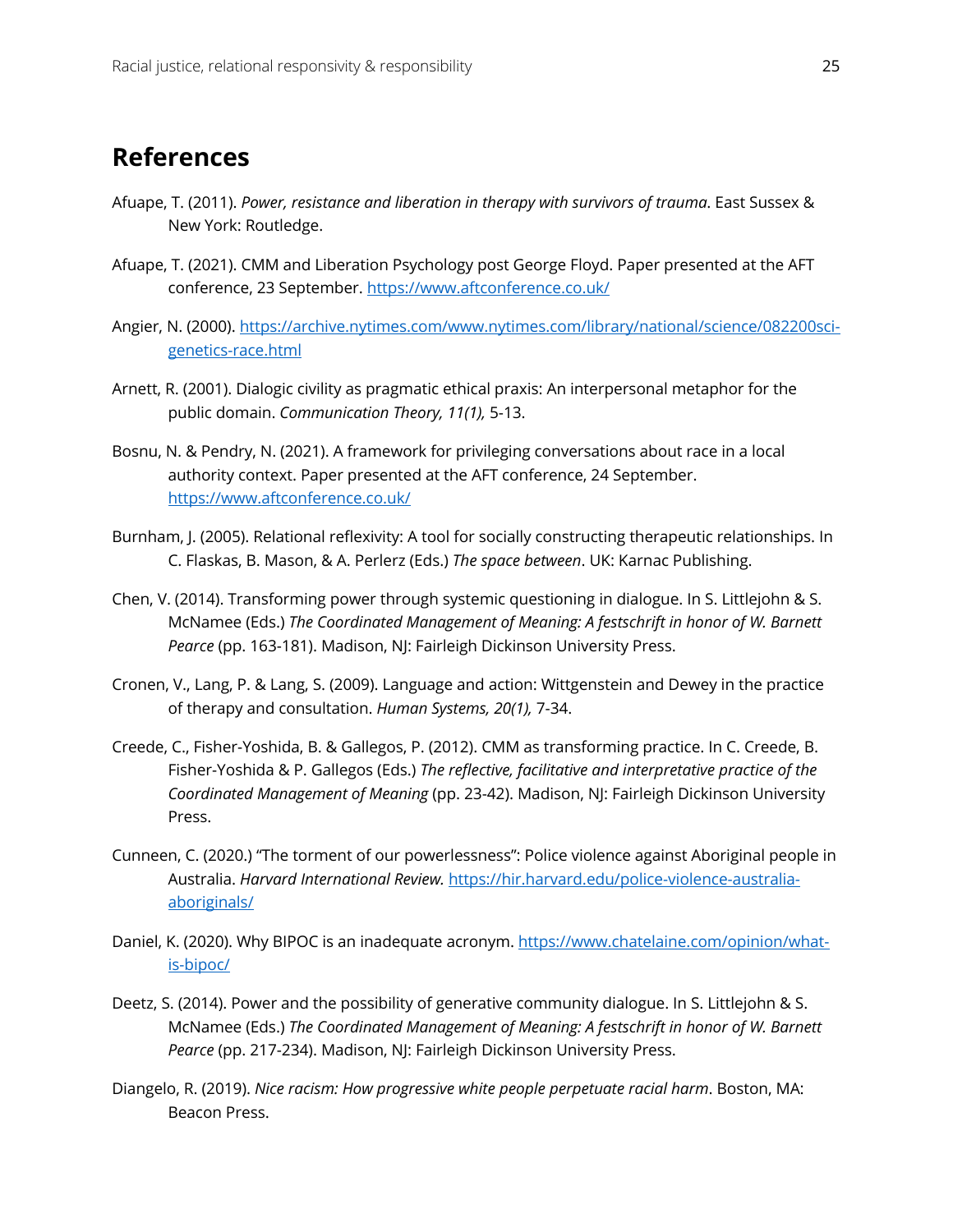## References

Afuape, T. (2011). *Power, resistance and liberation in therapy with survivors of trauma*. East Sussex & New York: Routledge.

Afuape, T. (2021). CMM and Liberation Psychology post George Floyd. Paper presented at the AFT conference, 23 September. https://www.aftconference.co.uk/

Angier, N. (2000). https://archive.nytimes.com/www.nytimes.com/library/national/science/082200sci-genetics-race.html

Arnett, R. (2001). Dialogic civility as pragmatic ethical praxis: An interpersonal metaphor for the public domain. *Communication Theory, 11(1),* 5-13.

Bosnu, N. & Pendry, N. (2021). A framework for privileging conversations about race in a local authority context. Paper presented at the AFT conference, 24 September. https://www.aftconference.co.uk/

Burnham, J. (2005). Relational reflexivity: A tool for socially constructing therapeutic relationships. In C. Flaskas, B. Mason, & A. Perlerz (Eds.) *The space between*. UK: Karnac Publishing.

Chen, V. (2014). Transforming power through systemic questioning in dialogue. In S. Littlejohn & S. McNamee (Eds.) *The Coordinated Management of Meaning: A festschrift in honor of W. Barnett Pearce* (pp. 163-181). Madison, NJ: Fairleigh Dickinson University Press.

Cronen, V., Lang, P. & Lang, S. (2009). Language and action: Wittgenstein and Dewey in the practice of therapy and consultation. *Human Systems, 20(1),* 7-34.

Creede, C., Fisher-Yoshida, B. & Gallegos, P. (2012). CMM as transforming practice. In C. Creede, B. Fisher-Yoshida & P. Gallegos (Eds.) *The reflective, facilitative and interpretative practice of the Coordinated Management of Meaning* (pp. 23-42). Madison, NJ: Fairleigh Dickinson University Press.

Cunneen, C. (2020.) "The torment of our powerlessness": Police violence against Aboriginal people in Australia. *Harvard International Review.* https://hir.harvard.edu/police-violence-australia-aboriginals/

Daniel, K. (2020). Why BIPOC is an inadequate acronym. https://www.chatelaine.com/opinion/what-is-bipoc/

Deetz, S. (2014). Power and the possibility of generative community dialogue. In S. Littlejohn & S. McNamee (Eds.) *The Coordinated Management of Meaning: A festschrift in honor of W. Barnett Pearce* (pp. 217-234). Madison, NJ: Fairleigh Dickinson University Press.

Diangelo, R. (2019). *Nice racism: How progressive white people perpetuate racial harm*. Boston, MA: Beacon Press.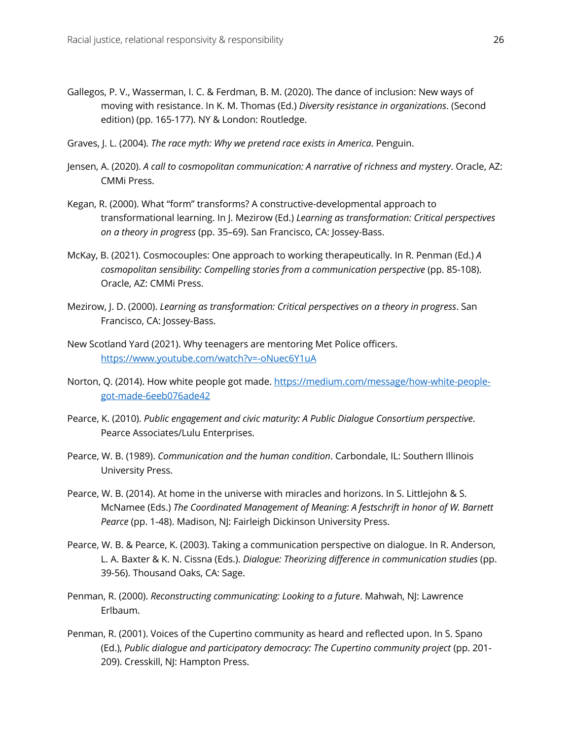Gallegos, P. V., Wasserman, I. C. & Ferdman, B. M. (2020). The dance of inclusion: New ways of moving with resistance. In K. M. Thomas (Ed.) *Diversity resistance in organizations*. (Second edition) (pp. 165-177). NY & London: Routledge.

Graves, J. L. (2004). *The race myth: Why we pretend race exists in America*. Penguin.

Jensen, A. (2020). *A call to cosmopolitan communication: A narrative of richness and mystery*. Oracle, AZ: CMMi Press.

Kegan, R. (2000). What "form" transforms? A constructive-developmental approach to transformational learning. In J. Mezirow (Ed.) *Learning as transformation: Critical perspectives on a theory in progress* (pp. 35–69). San Francisco, CA: Jossey-Bass.

McKay, B. (2021). Cosmocouples: One approach to working therapeutically. In R. Penman (Ed.) *A cosmopolitan sensibility: Compelling stories from a communication perspective* (pp. 85-108). Oracle, AZ: CMMi Press.

Mezirow, J. D. (2000). *Learning as transformation: Critical perspectives on a theory in progress*. San Francisco, CA: Jossey-Bass.

New Scotland Yard (2021). Why teenagers are mentoring Met Police officers. https://www.youtube.com/watch?v=-oNuec6Y1uA

Norton, Q. (2014). How white people got made. https://medium.com/message/how-white-people-got-made-6eeb076ade42

Pearce, K. (2010). *Public engagement and civic maturity: A Public Dialogue Consortium perspective*. Pearce Associates/Lulu Enterprises.

Pearce, W. B. (1989). *Communication and the human condition*. Carbondale, IL: Southern Illinois University Press.

Pearce, W. B. (2014). At home in the universe with miracles and horizons. In S. Littlejohn & S. McNamee (Eds.) *The Coordinated Management of Meaning: A festschrift in honor of W. Barnett Pearce* (pp. 1-48). Madison, NJ: Fairleigh Dickinson University Press.

Pearce, W. B. & Pearce, K. (2003). Taking a communication perspective on dialogue. In R. Anderson, L. A. Baxter & K. N. Cissna (Eds.). *Dialogue: Theorizing difference in communication studies* (pp. 39-56). Thousand Oaks, CA: Sage.

Penman, R. (2000). *Reconstructing communicating: Looking to a future*. Mahwah, NJ: Lawrence Erlbaum.

Penman, R. (2001). Voices of the Cupertino community as heard and reflected upon. In S. Spano (Ed.), *Public dialogue and participatory democracy: The Cupertino community project* (pp. 201-209). Cresskill, NJ: Hampton Press.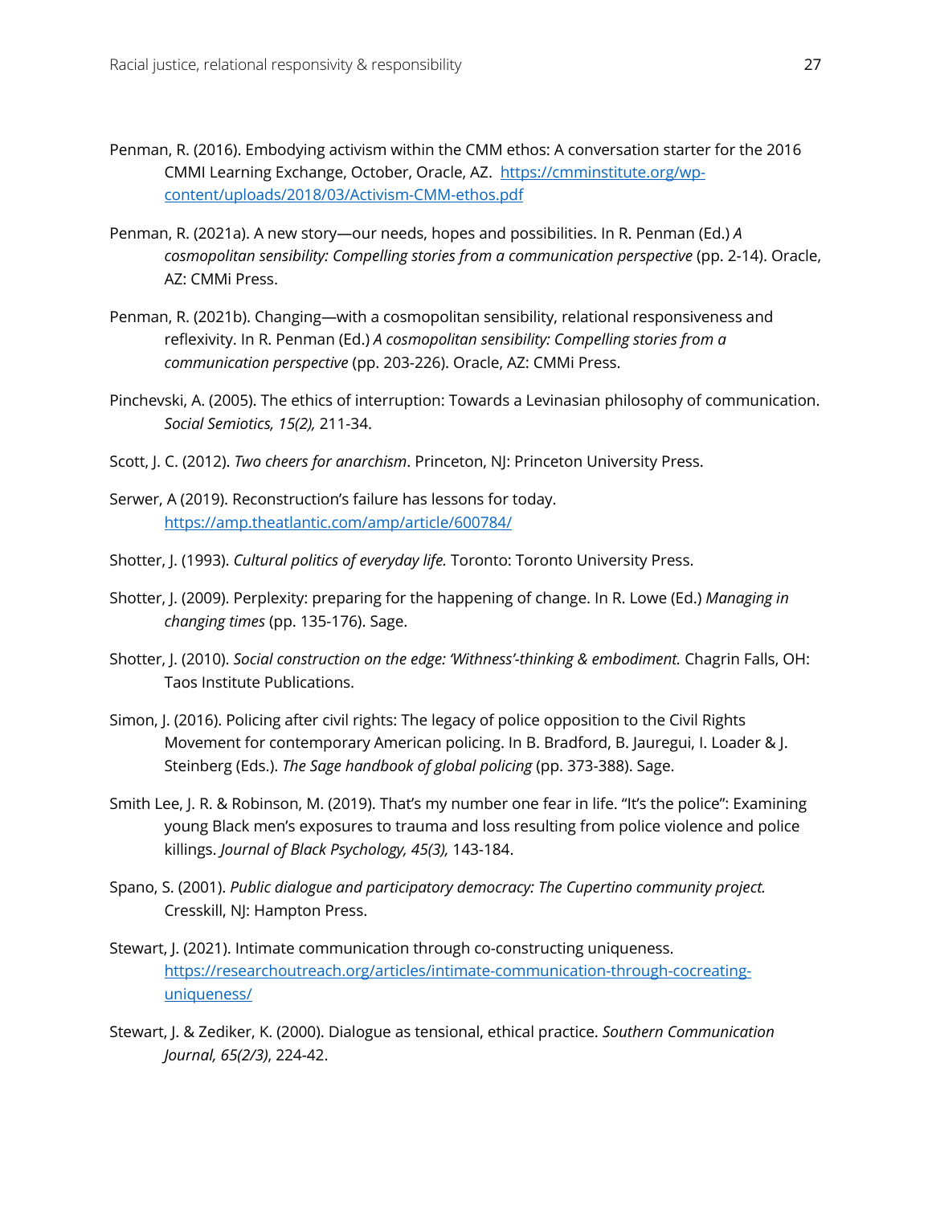Penman, R. (2016). Embodying activism within the CMM ethos: A conversation starter for the 2016 CMMI Learning Exchange, October, Oracle, AZ. [https://cmminstitute.org/wp-content/uploads/2018/03/Activism-CMM-ethos.pdf](https://cmminstitute.org/wp-content/uploads/2018/03/Activism-CMM-ethos.pdf)

Penman, R. (2021a). A new story—our needs, hopes and possibilities. In R. Penman (Ed.) *A cosmopolitan sensibility: Compelling stories from a communication perspective* (pp. 2-14). Oracle, AZ: CMMi Press.

Penman, R. (2021b). Changing—with a cosmopolitan sensibility, relational responsiveness and reflexivity. In R. Penman (Ed.) *A cosmopolitan sensibility: Compelling stories from a communication perspective* (pp. 203-226). Oracle, AZ: CMMi Press.

Pinchevski, A. (2005). The ethics of interruption: Towards a Levinasian philosophy of communication. *Social Semiotics, 15(2),* 211-34.

Scott, J. C. (2012). *Two cheers for anarchism*. Princeton, NJ: Princeton University Press.

Serwer, A (2019). Reconstruction's failure has lessons for today. [https://amp.theatlantic.com/amp/article/600784/](https://amp.theatlantic.com/amp/article/600784/)

Shotter, J. (1993). *Cultural politics of everyday life.* Toronto: Toronto University Press.

Shotter, J. (2009). Perplexity: preparing for the happening of change. In R. Lowe (Ed.) *Managing in changing times* (pp. 135-176). Sage.

Shotter, J. (2010). *Social construction on the edge: 'Withness'-thinking & embodiment.* Chagrin Falls, OH: Taos Institute Publications.

Simon, J. (2016). Policing after civil rights: The legacy of police opposition to the Civil Rights Movement for contemporary American policing. In B. Bradford, B. Jauregui, I. Loader & J. Steinberg (Eds.). *The Sage handbook of global policing* (pp. 373-388). Sage.

Smith Lee, J. R. & Robinson, M. (2019). That's my number one fear in life. "It's the police": Examining young Black men's exposures to trauma and loss resulting from police violence and police killings. *Journal of Black Psychology, 45(3),* 143-184.

Spano, S. (2001). *Public dialogue and participatory democracy: The Cupertino community project.* Cresskill, NJ: Hampton Press.

Stewart, J. (2021). Intimate communication through co-constructing uniqueness. [https://researchoutreach.org/articles/intimate-communication-through-cocreating-uniqueness/](https://researchoutreach.org/articles/intimate-communication-through-cocreating-uniqueness/)

Stewart, J. & Zediker, K. (2000). Dialogue as tensional, ethical practice. *Southern Communication Journal, 65(2/3)*, 224-42.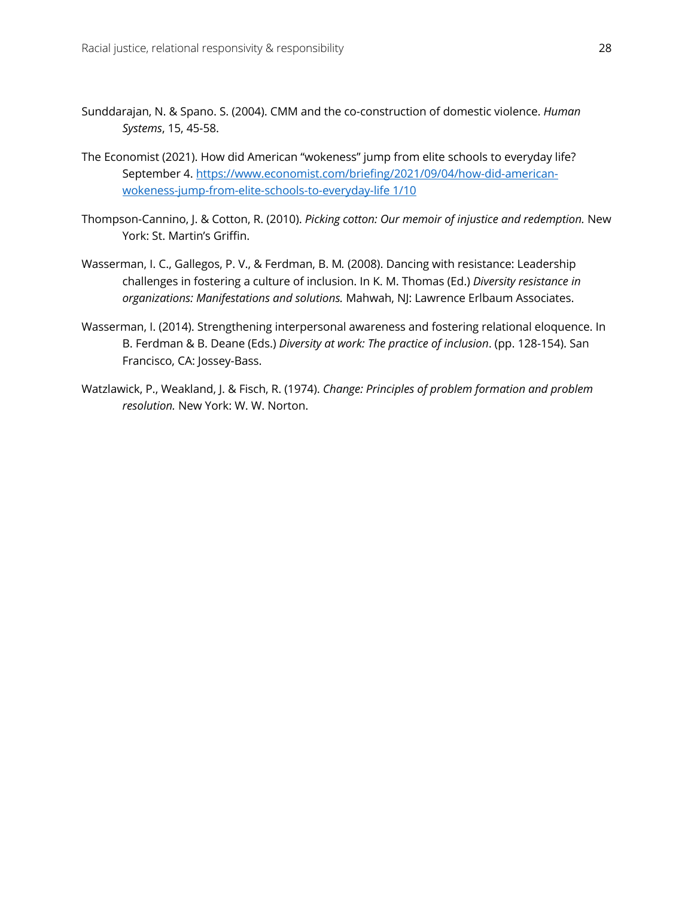Sunddarajan, N. & Spano. S. (2004). CMM and the co-construction of domestic violence. *Human Systems*, 15, 45-58.

The Economist (2021). How did American "wokeness" jump from elite schools to everyday life? September 4. [https://www.economist.com/briefing/2021/09/04/how-did-american-wokeness-jump-from-elite-schools-to-everyday-life 1/10](https://www.economist.com/briefing/2021/09/04/how-did-american-wokeness-jump-from-elite-schools-to-everyday-life)

Thompson-Cannino, J. & Cotton, R. (2010). *Picking cotton: Our memoir of injustice and redemption.* New York: St. Martin's Griffin.

Wasserman, I. C., Gallegos, P. V., & Ferdman, B. M. (2008). Dancing with resistance: Leadership challenges in fostering a culture of inclusion. In K. M. Thomas (Ed.) *Diversity resistance in organizations: Manifestations and solutions.* Mahwah, NJ: Lawrence Erlbaum Associates.

Wasserman, I. (2014). Strengthening interpersonal awareness and fostering relational eloquence. In B. Ferdman & B. Deane (Eds.) *Diversity at work: The practice of inclusion*. (pp. 128-154). San Francisco, CA: Jossey-Bass.

Watzlawick, P., Weakland, J. & Fisch, R. (1974). *Change: Principles of problem formation and problem resolution.* New York: W. W. Norton.